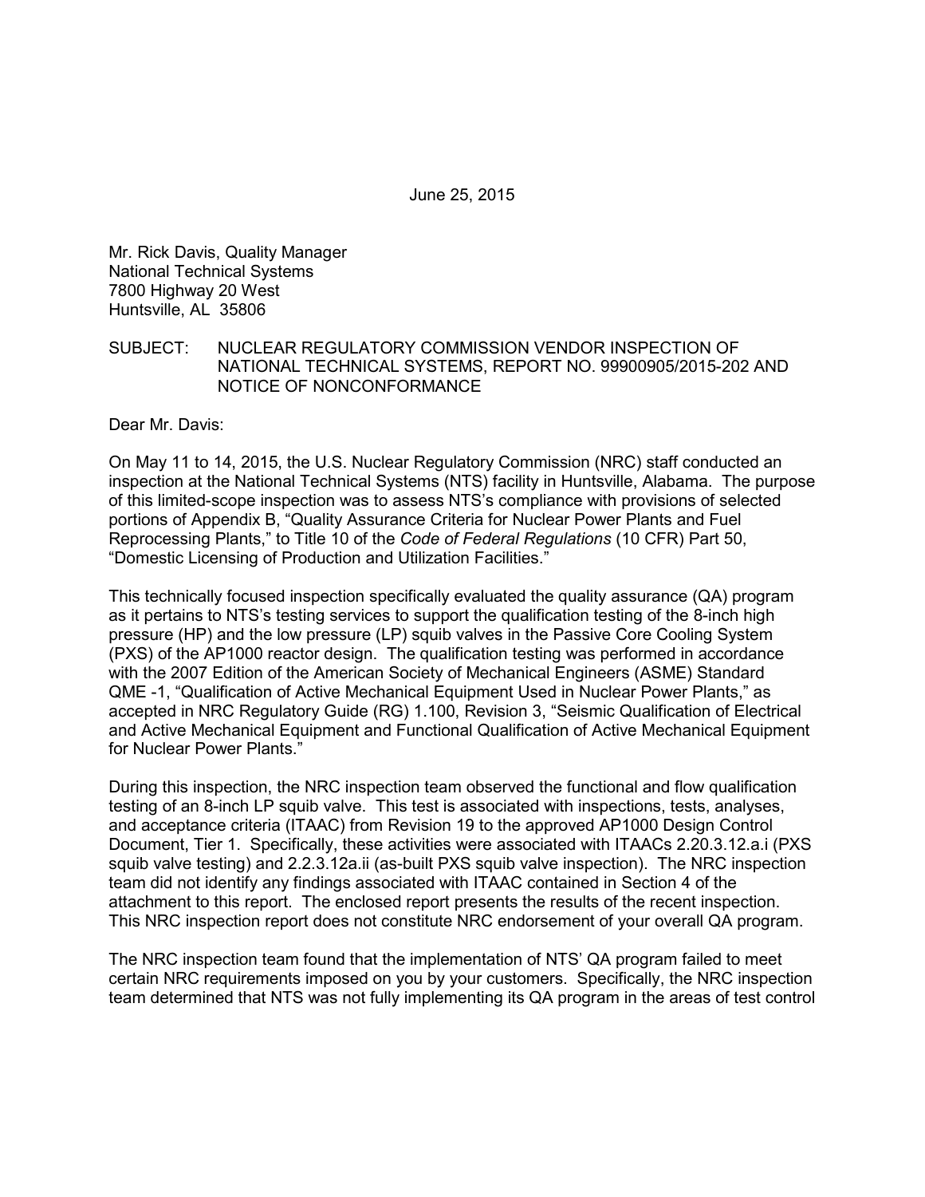June 25, 2015

Mr. Rick Davis, Quality Manager  
National Technical Systems  
7800 Highway 20 West  
Huntsville, AL 35806

SUBJECT: NUCLEAR REGULATORY COMMISSION VENDOR INSPECTION OF NATIONAL TECHNICAL SYSTEMS, REPORT NO. 99900905/2015-202 AND NOTICE OF NONCONFORMANCE

Dear Mr. Davis:

On May 11 to 14, 2015, the U.S. Nuclear Regulatory Commission (NRC) staff conducted an inspection at the National Technical Systems (NTS) facility in Huntsville, Alabama. The purpose of this limited-scope inspection was to assess NTS's compliance with provisions of selected portions of Appendix B, "Quality Assurance Criteria for Nuclear Power Plants and Fuel Reprocessing Plants," to Title 10 of the *Code of Federal Regulations* (10 CFR) Part 50, "Domestic Licensing of Production and Utilization Facilities."

This technically focused inspection specifically evaluated the quality assurance (QA) program as it pertains to NTS's testing services to support the qualification testing of the 8-inch high pressure (HP) and the low pressure (LP) squib valves in the Passive Core Cooling System (PXS) of the AP1000 reactor design. The qualification testing was performed in accordance with the 2007 Edition of the American Society of Mechanical Engineers (ASME) Standard QME -1, "Qualification of Active Mechanical Equipment Used in Nuclear Power Plants," as accepted in NRC Regulatory Guide (RG) 1.100, Revision 3, "Seismic Qualification of Electrical and Active Mechanical Equipment and Functional Qualification of Active Mechanical Equipment for Nuclear Power Plants."

During this inspection, the NRC inspection team observed the functional and flow qualification testing of an 8-inch LP squib valve. This test is associated with inspections, tests, analyses, and acceptance criteria (ITAAC) from Revision 19 to the approved AP1000 Design Control Document, Tier 1. Specifically, these activities were associated with ITAACs 2.20.3.12.a.i (PXS squib valve testing) and 2.2.3.12a.ii (as-built PXS squib valve inspection). The NRC inspection team did not identify any findings associated with ITAAC contained in Section 4 of the attachment to this report. The enclosed report presents the results of the recent inspection. This NRC inspection report does not constitute NRC endorsement of your overall QA program.

The NRC inspection team found that the implementation of NTS' QA program failed to meet certain NRC requirements imposed on you by your customers. Specifically, the NRC inspection team determined that NTS was not fully implementing its QA program in the areas of test control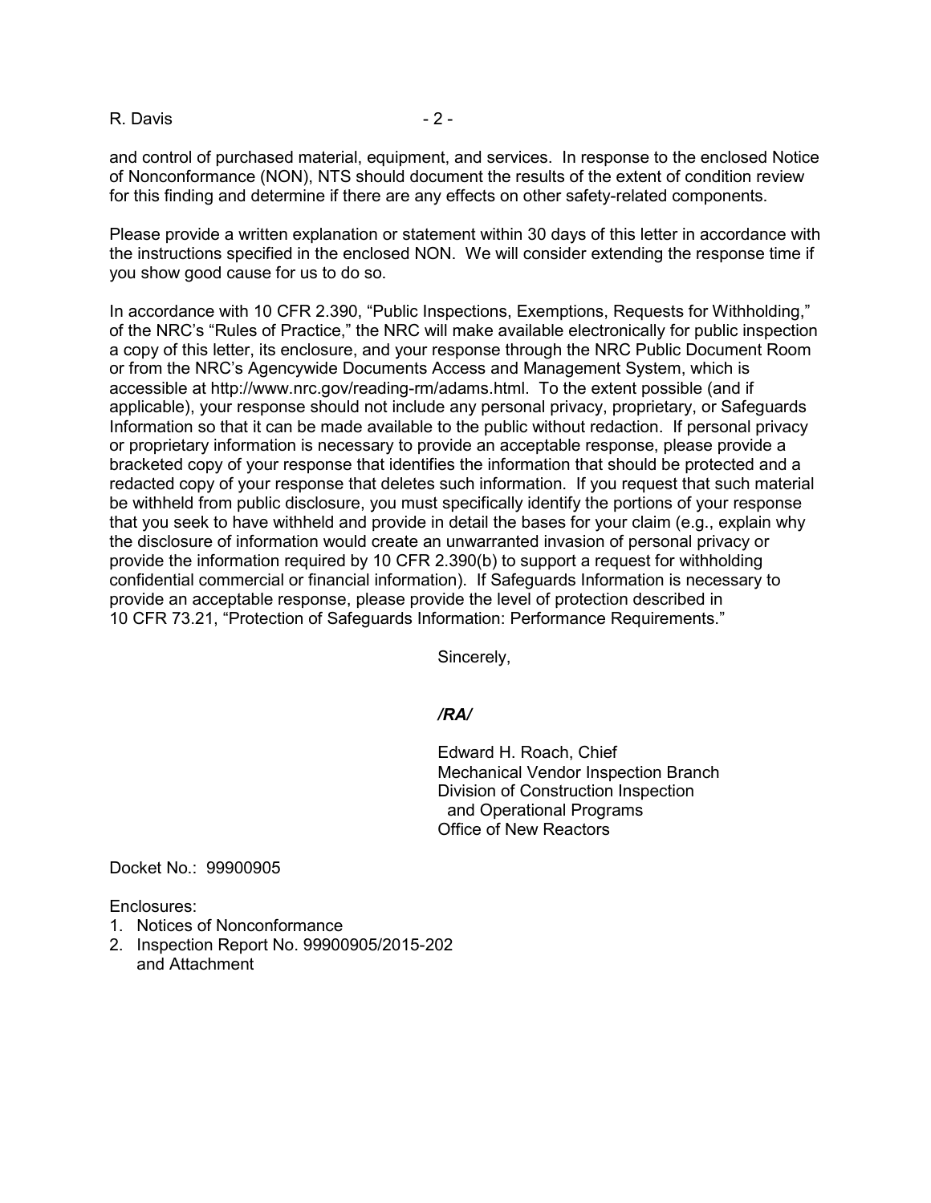and control of purchased material, equipment, and services. In response to the enclosed Notice of Nonconformance (NON), NTS should document the results of the extent of condition review for this finding and determine if there are any effects on other safety-related components.

Please provide a written explanation or statement within 30 days of this letter in accordance with the instructions specified in the enclosed NON. We will consider extending the response time if you show good cause for us to do so.

In accordance with 10 CFR 2.390, "Public Inspections, Exemptions, Requests for Withholding," of the NRC's "Rules of Practice," the NRC will make available electronically for public inspection a copy of this letter, its enclosure, and your response through the NRC Public Document Room or from the NRC's Agencywide Documents Access and Management System, which is accessible at http://www.nrc.gov/reading-rm/adams.html. To the extent possible (and if applicable), your response should not include any personal privacy, proprietary, or Safeguards Information so that it can be made available to the public without redaction. If personal privacy or proprietary information is necessary to provide an acceptable response, please provide a bracketed copy of your response that identifies the information that should be protected and a redacted copy of your response that deletes such information. If you request that such material be withheld from public disclosure, you must specifically identify the portions of your response that you seek to have withheld and provide in detail the bases for your claim (e.g., explain why the disclosure of information would create an unwarranted invasion of personal privacy or provide the information required by 10 CFR 2.390(b) to support a request for withholding confidential commercial or financial information). If Safeguards Information is necessary to provide an acceptable response, please provide the level of protection described in 10 CFR 73.21, "Protection of Safeguards Information: Performance Requirements."

Sincerely,

*/RA/*

Edward H. Roach, Chief
Mechanical Vendor Inspection Branch
Division of Construction Inspection
and Operational Programs
Office of New Reactors

Docket No.: 99900905

Enclosures:
1. Notices of Nonconformance
2. Inspection Report No. 99900905/2015-202
   and Attachment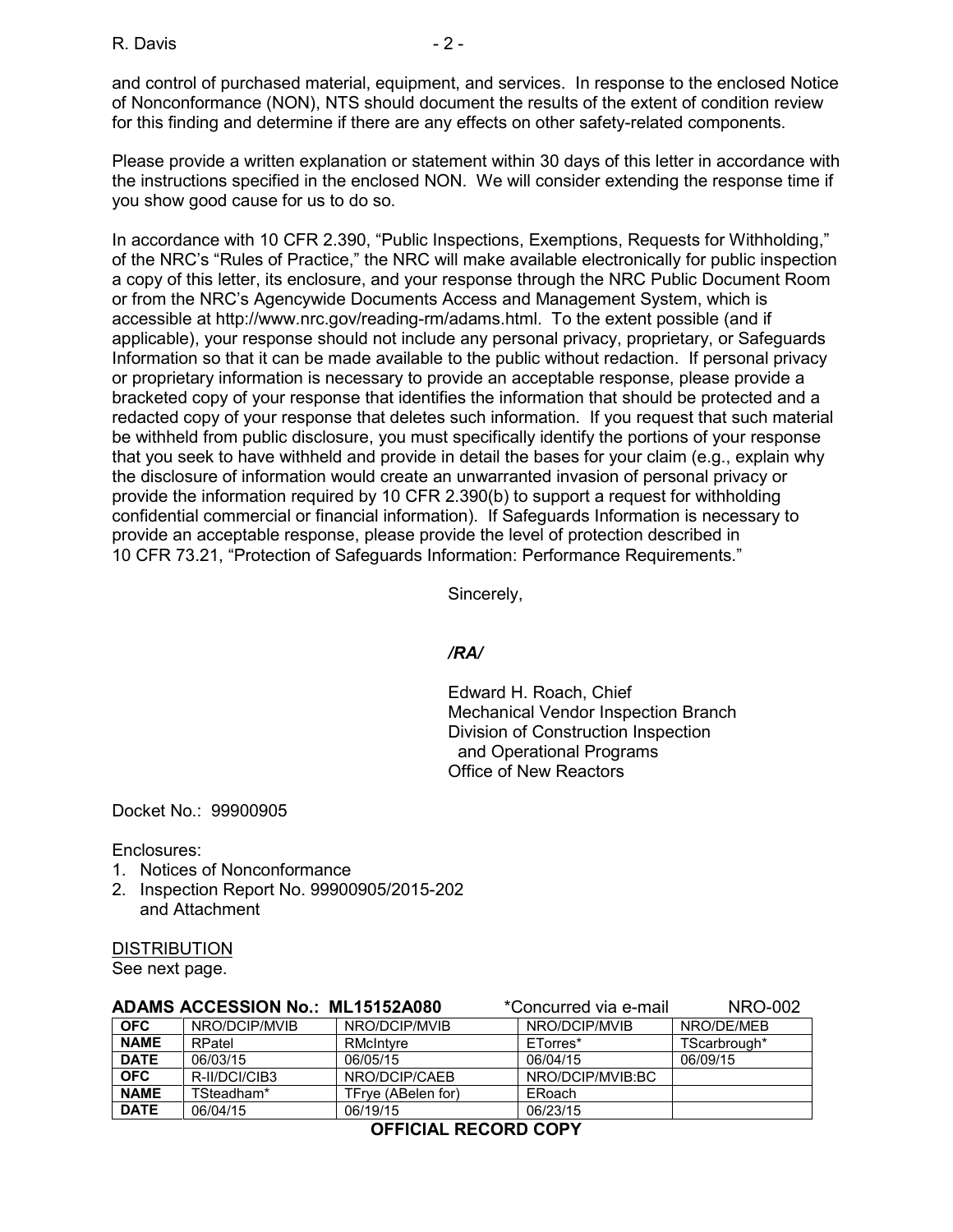and control of purchased material, equipment, and services. In response to the enclosed Notice of Nonconformance (NON), NTS should document the results of the extent of condition review for this finding and determine if there are any effects on other safety-related components.

Please provide a written explanation or statement within 30 days of this letter in accordance with the instructions specified in the enclosed NON. We will consider extending the response time if you show good cause for us to do so.

In accordance with 10 CFR 2.390, "Public Inspections, Exemptions, Requests for Withholding," of the NRC's "Rules of Practice," the NRC will make available electronically for public inspection a copy of this letter, its enclosure, and your response through the NRC Public Document Room or from the NRC's Agencywide Documents Access and Management System, which is accessible at http://www.nrc.gov/reading-rm/adams.html. To the extent possible (and if applicable), your response should not include any personal privacy, proprietary, or Safeguards Information so that it can be made available to the public without redaction. If personal privacy or proprietary information is necessary to provide an acceptable response, please provide a bracketed copy of your response that identifies the information that should be protected and a redacted copy of your response that deletes such information. If you request that such material be withheld from public disclosure, you must specifically identify the portions of your response that you seek to have withheld and provide in detail the bases for your claim (e.g., explain why the disclosure of information would create an unwarranted invasion of personal privacy or provide the information required by 10 CFR 2.390(b) to support a request for withholding confidential commercial or financial information). If Safeguards Information is necessary to provide an acceptable response, please provide the level of protection described in 10 CFR 73.21, "Protection of Safeguards Information: Performance Requirements."

Sincerely,

*/RA/*

Edward H. Roach, Chief
Mechanical Vendor Inspection Branch
Division of Construction Inspection
and Operational Programs
Office of New Reactors

Docket No.: 99900905

Enclosures:
1. Notices of Nonconformance
2. Inspection Report No. 99900905/2015-202 and Attachment

DISTRIBUTION
See next page.

**ADAMS ACCESSION No.: ML15152A080** *Concurred via e-mail NRO-002

| OFC | NRO/DCIP/MVIB | NRO/DCIP/MVIB | NRO/DCIP/MVIB | NRO/DE/MEB |
|---|---|---|---|---|
| NAME | RPatel | RMcIntyre | ETorres* | TScarbrough* |
| DATE | 06/03/15 | 06/05/15 | 06/04/15 | 06/09/15 |
| OFC | R-II/DCI/CIB3 | NRO/DCIP/CAEB | NRO/DCIP/MVIB:BC | |
| NAME | TSteadham* | TFrye (ABelen for) | ERoach | |
| DATE | 06/04/15 | 06/19/15 | 06/23/15 | |

**OFFICIAL RECORD COPY**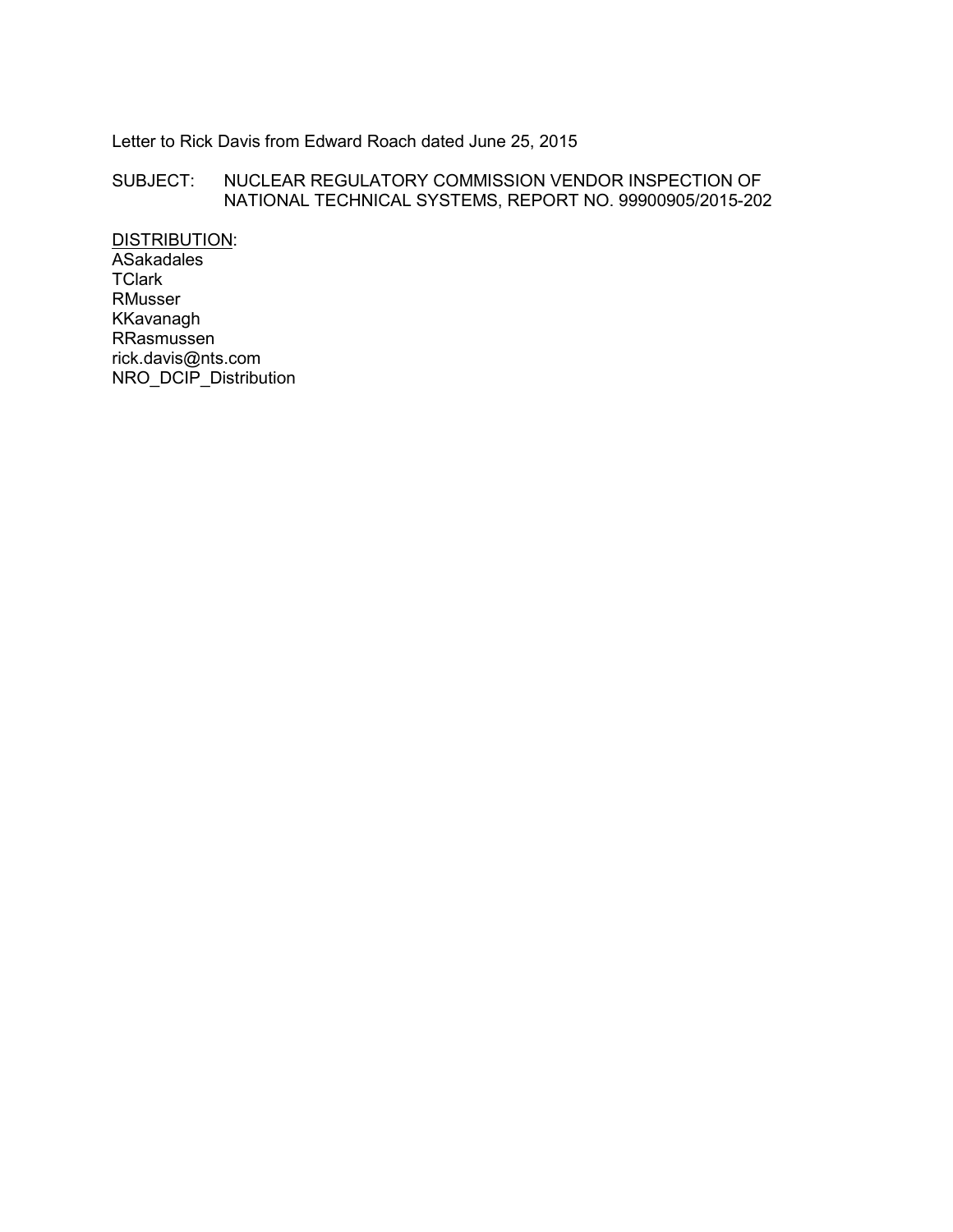Letter to Rick Davis from Edward Roach dated June 25, 2015

SUBJECT: NUCLEAR REGULATORY COMMISSION VENDOR INSPECTION OF NATIONAL TECHNICAL SYSTEMS, REPORT NO. 99900905/2015-202

DISTRIBUTION:
ASakadales
TClark
RMusser
KKavanagh
RRasmussen
rick.davis@nts.com
NRO_DCIP_Distribution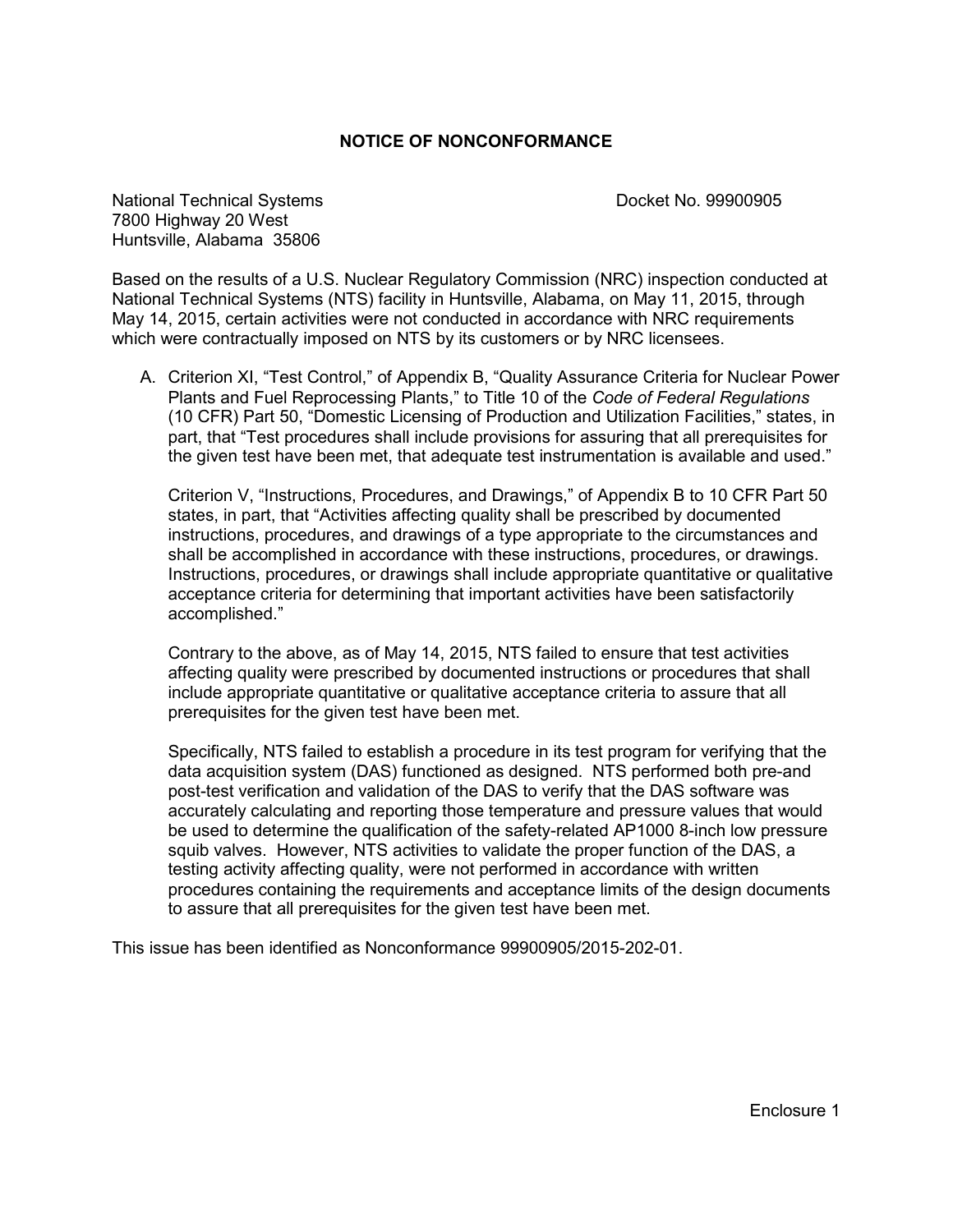# NOTICE OF NONCONFORMANCE

National Technical Systems
7800 Highway 20 West
Huntsville, Alabama 35806

Docket No. 99900905

Based on the results of a U.S. Nuclear Regulatory Commission (NRC) inspection conducted at National Technical Systems (NTS) facility in Huntsville, Alabama, on May 11, 2015, through May 14, 2015, certain activities were not conducted in accordance with NRC requirements which were contractually imposed on NTS by its customers or by NRC licensees.

A. Criterion XI, "Test Control," of Appendix B, "Quality Assurance Criteria for Nuclear Power Plants and Fuel Reprocessing Plants," to Title 10 of the *Code of Federal Regulations* (10 CFR) Part 50, "Domestic Licensing of Production and Utilization Facilities," states, in part, that "Test procedures shall include provisions for assuring that all prerequisites for the given test have been met, that adequate test instrumentation is available and used."

   Criterion V, "Instructions, Procedures, and Drawings," of Appendix B to 10 CFR Part 50 states, in part, that "Activities affecting quality shall be prescribed by documented instructions, procedures, and drawings of a type appropriate to the circumstances and shall be accomplished in accordance with these instructions, procedures, or drawings. Instructions, procedures, or drawings shall include appropriate quantitative or qualitative acceptance criteria for determining that important activities have been satisfactorily accomplished."

   Contrary to the above, as of May 14, 2015, NTS failed to ensure that test activities affecting quality were prescribed by documented instructions or procedures that shall include appropriate quantitative or qualitative acceptance criteria to assure that all prerequisites for the given test have been met.

   Specifically, NTS failed to establish a procedure in its test program for verifying that the data acquisition system (DAS) functioned as designed. NTS performed both pre-and post-test verification and validation of the DAS to verify that the DAS software was accurately calculating and reporting those temperature and pressure values that would be used to determine the qualification of the safety-related AP1000 8-inch low pressure squib valves. However, NTS activities to validate the proper function of the DAS, a testing activity affecting quality, were not performed in accordance with written procedures containing the requirements and acceptance limits of the design documents to assure that all prerequisites for the given test have been met.

This issue has been identified as Nonconformance 99900905/2015-202-01.

Enclosure 1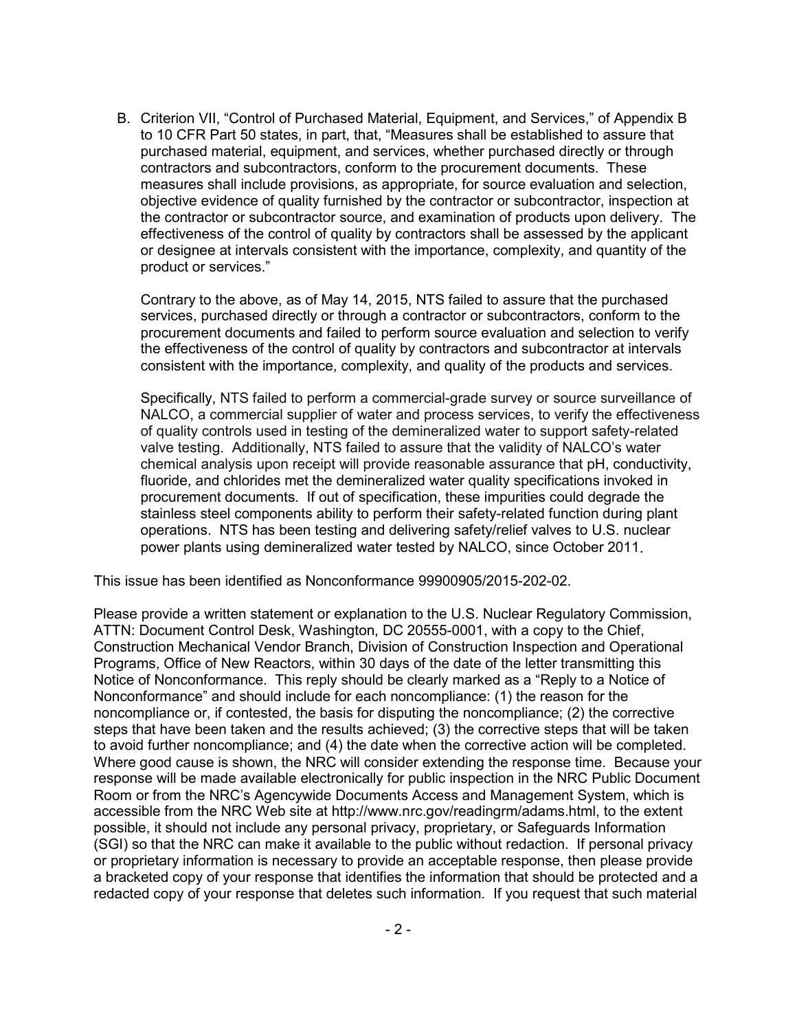B. Criterion VII, "Control of Purchased Material, Equipment, and Services," of Appendix B to 10 CFR Part 50 states, in part, that, "Measures shall be established to assure that purchased material, equipment, and services, whether purchased directly or through contractors and subcontractors, conform to the procurement documents. These measures shall include provisions, as appropriate, for source evaluation and selection, objective evidence of quality furnished by the contractor or subcontractor, inspection at the contractor or subcontractor source, and examination of products upon delivery. The effectiveness of the control of quality by contractors shall be assessed by the applicant or designee at intervals consistent with the importance, complexity, and quantity of the product or services."

   Contrary to the above, as of May 14, 2015, NTS failed to assure that the purchased services, purchased directly or through a contractor or subcontractors, conform to the procurement documents and failed to perform source evaluation and selection to verify the effectiveness of the control of quality by contractors and subcontractor at intervals consistent with the importance, complexity, and quality of the products and services.

   Specifically, NTS failed to perform a commercial-grade survey or source surveillance of NALCO, a commercial supplier of water and process services, to verify the effectiveness of quality controls used in testing of the demineralized water to support safety-related valve testing. Additionally, NTS failed to assure that the validity of NALCO's water chemical analysis upon receipt will provide reasonable assurance that pH, conductivity, fluoride, and chlorides met the demineralized water quality specifications invoked in procurement documents. If out of specification, these impurities could degrade the stainless steel components ability to perform their safety-related function during plant operations. NTS has been testing and delivering safety/relief valves to U.S. nuclear power plants using demineralized water tested by NALCO, since October 2011.

This issue has been identified as Nonconformance 99900905/2015-202-02.

Please provide a written statement or explanation to the U.S. Nuclear Regulatory Commission, ATTN: Document Control Desk, Washington, DC 20555-0001, with a copy to the Chief, Construction Mechanical Vendor Branch, Division of Construction Inspection and Operational Programs, Office of New Reactors, within 30 days of the date of the letter transmitting this Notice of Nonconformance. This reply should be clearly marked as a "Reply to a Notice of Nonconformance" and should include for each noncompliance: (1) the reason for the noncompliance or, if contested, the basis for disputing the noncompliance; (2) the corrective steps that have been taken and the results achieved; (3) the corrective steps that will be taken to avoid further noncompliance; and (4) the date when the corrective action will be completed. Where good cause is shown, the NRC will consider extending the response time. Because your response will be made available electronically for public inspection in the NRC Public Document Room or from the NRC's Agencywide Documents Access and Management System, which is accessible from the NRC Web site at http://www.nrc.gov/readingrm/adams.html, to the extent possible, it should not include any personal privacy, proprietary, or Safeguards Information (SGI) so that the NRC can make it available to the public without redaction. If personal privacy or proprietary information is necessary to provide an acceptable response, then please provide a bracketed copy of your response that identifies the information that should be protected and a redacted copy of your response that deletes such information. If you request that such material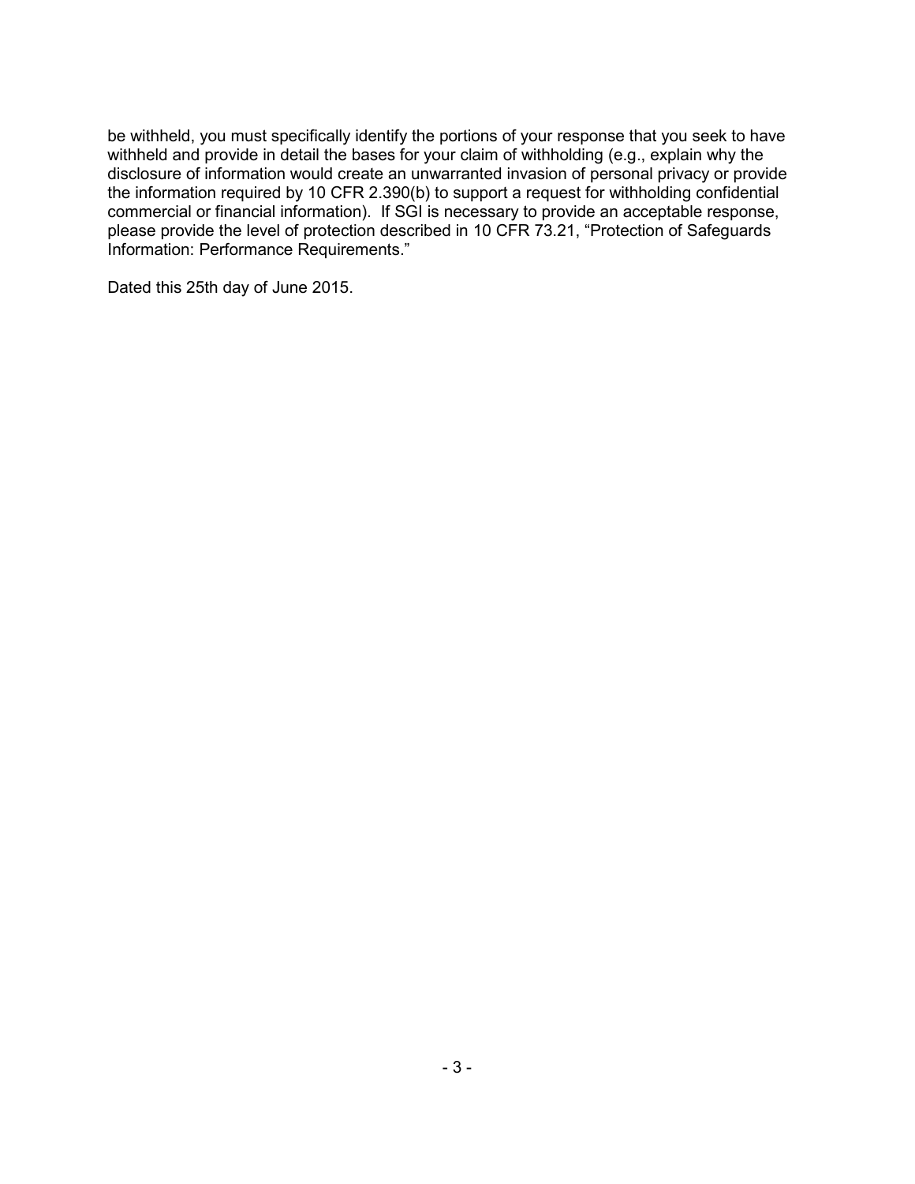be withheld, you must specifically identify the portions of your response that you seek to have withheld and provide in detail the bases for your claim of withholding (e.g., explain why the disclosure of information would create an unwarranted invasion of personal privacy or provide the information required by 10 CFR 2.390(b) to support a request for withholding confidential commercial or financial information). If SGI is necessary to provide an acceptable response, please provide the level of protection described in 10 CFR 73.21, "Protection of Safeguards Information: Performance Requirements."

Dated this 25th day of June 2015.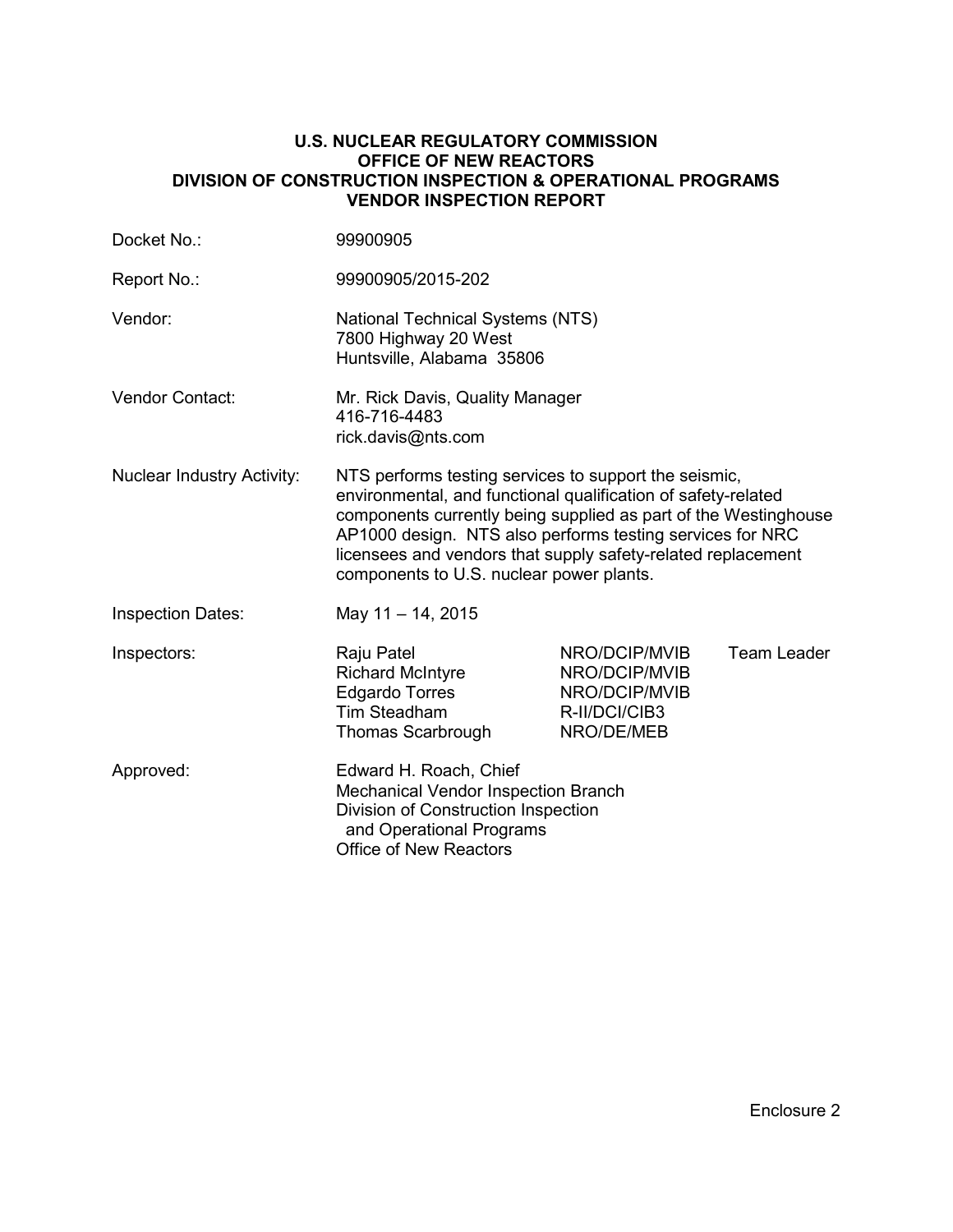**U.S. NUCLEAR REGULATORY COMMISSION**
**OFFICE OF NEW REACTORS**
**DIVISION OF CONSTRUCTION INSPECTION & OPERATIONAL PROGRAMS**
**VENDOR INSPECTION REPORT**

| | | | |
|---|---|---|---|
| Docket No.: | 99900905 | | |
| Report No.: | 99900905/2015-202 | | |
| Vendor: | National Technical Systems (NTS)<br>7800 Highway 20 West<br>Huntsville, Alabama 35806 | | |
| Vendor Contact: | Mr. Rick Davis, Quality Manager<br>416-716-4483<br>rick.davis@nts.com | | |
| Nuclear Industry Activity: | NTS performs testing services to support the seismic, environmental, and functional qualification of safety-related components currently being supplied as part of the Westinghouse AP1000 design. NTS also performs testing services for NRC licensees and vendors that supply safety-related replacement components to U.S. nuclear power plants. | | |
| Inspection Dates: | May 11 – 14, 2015 | | |
| Inspectors: | Raju Patel | NRO/DCIP/MVIB | Team Leader |
| | Richard McIntyre | NRO/DCIP/MVIB | |
| | Edgardo Torres | NRO/DCIP/MVIB | |
| | Tim Steadham | R-II/DCI/CIB3 | |
| | Thomas Scarbrough | NRO/DE/MEB | |
| Approved: | Edward H. Roach, Chief<br>Mechanical Vendor Inspection Branch<br>Division of Construction Inspection and Operational Programs<br>Office of New Reactors | | |

Enclosure 2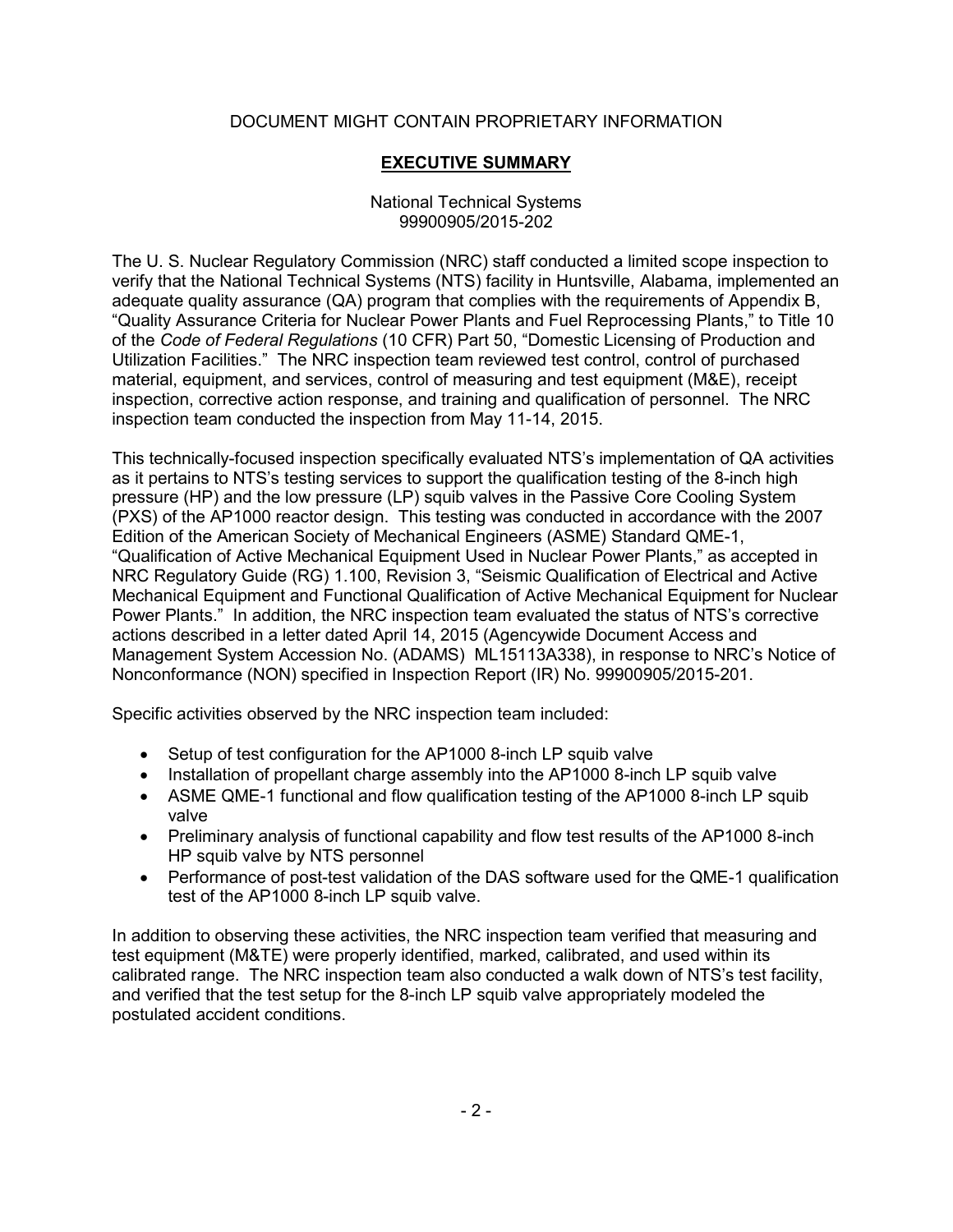DOCUMENT MIGHT CONTAIN PROPRIETARY INFORMATION

# EXECUTIVE SUMMARY

National Technical Systems
99900905/2015-202

The U. S. Nuclear Regulatory Commission (NRC) staff conducted a limited scope inspection to verify that the National Technical Systems (NTS) facility in Huntsville, Alabama, implemented an adequate quality assurance (QA) program that complies with the requirements of Appendix B, "Quality Assurance Criteria for Nuclear Power Plants and Fuel Reprocessing Plants," to Title 10 of the *Code of Federal Regulations* (10 CFR) Part 50, "Domestic Licensing of Production and Utilization Facilities." The NRC inspection team reviewed test control, control of purchased material, equipment, and services, control of measuring and test equipment (M&E), receipt inspection, corrective action response, and training and qualification of personnel. The NRC inspection team conducted the inspection from May 11-14, 2015.

This technically-focused inspection specifically evaluated NTS's implementation of QA activities as it pertains to NTS's testing services to support the qualification testing of the 8-inch high pressure (HP) and the low pressure (LP) squib valves in the Passive Core Cooling System (PXS) of the AP1000 reactor design. This testing was conducted in accordance with the 2007 Edition of the American Society of Mechanical Engineers (ASME) Standard QME-1, "Qualification of Active Mechanical Equipment Used in Nuclear Power Plants," as accepted in NRC Regulatory Guide (RG) 1.100, Revision 3, "Seismic Qualification of Electrical and Active Mechanical Equipment and Functional Qualification of Active Mechanical Equipment for Nuclear Power Plants." In addition, the NRC inspection team evaluated the status of NTS's corrective actions described in a letter dated April 14, 2015 (Agencywide Document Access and Management System Accession No. (ADAMS) ML15113A338), in response to NRC's Notice of Nonconformance (NON) specified in Inspection Report (IR) No. 99900905/2015-201.

Specific activities observed by the NRC inspection team included:

- Setup of test configuration for the AP1000 8-inch LP squib valve
- Installation of propellant charge assembly into the AP1000 8-inch LP squib valve
- ASME QME-1 functional and flow qualification testing of the AP1000 8-inch LP squib valve
- Preliminary analysis of functional capability and flow test results of the AP1000 8-inch HP squib valve by NTS personnel
- Performance of post-test validation of the DAS software used for the QME-1 qualification test of the AP1000 8-inch LP squib valve.

In addition to observing these activities, the NRC inspection team verified that measuring and test equipment (M&TE) were properly identified, marked, calibrated, and used within its calibrated range. The NRC inspection team also conducted a walk down of NTS's test facility, and verified that the test setup for the 8-inch LP squib valve appropriately modeled the postulated accident conditions.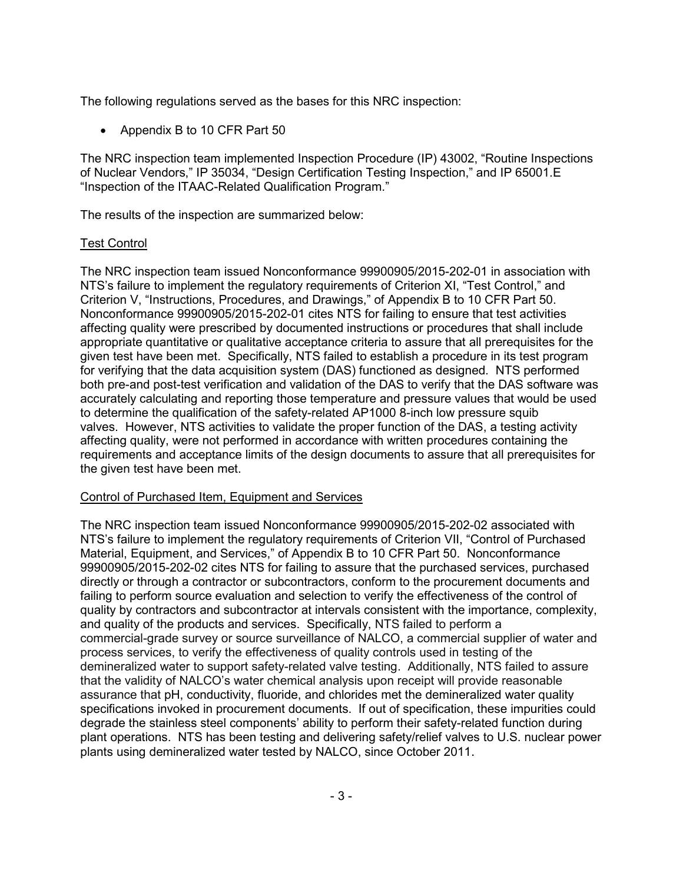The following regulations served as the bases for this NRC inspection:

- Appendix B to 10 CFR Part 50

The NRC inspection team implemented Inspection Procedure (IP) 43002, "Routine Inspections of Nuclear Vendors," IP 35034, "Design Certification Testing Inspection," and IP 65001.E "Inspection of the ITAAC-Related Qualification Program."

The results of the inspection are summarized below:

Test Control

The NRC inspection team issued Nonconformance 99900905/2015-202-01 in association with NTS's failure to implement the regulatory requirements of Criterion XI, "Test Control," and Criterion V, "Instructions, Procedures, and Drawings," of Appendix B to 10 CFR Part 50. Nonconformance 99900905/2015-202-01 cites NTS for failing to ensure that test activities affecting quality were prescribed by documented instructions or procedures that shall include appropriate quantitative or qualitative acceptance criteria to assure that all prerequisites for the given test have been met. Specifically, NTS failed to establish a procedure in its test program for verifying that the data acquisition system (DAS) functioned as designed. NTS performed both pre-and post-test verification and validation of the DAS to verify that the DAS software was accurately calculating and reporting those temperature and pressure values that would be used to determine the qualification of the safety-related AP1000 8-inch low pressure squib valves. However, NTS activities to validate the proper function of the DAS, a testing activity affecting quality, were not performed in accordance with written procedures containing the requirements and acceptance limits of the design documents to assure that all prerequisites for the given test have been met.

Control of Purchased Item, Equipment and Services

The NRC inspection team issued Nonconformance 99900905/2015-202-02 associated with NTS's failure to implement the regulatory requirements of Criterion VII, "Control of Purchased Material, Equipment, and Services," of Appendix B to 10 CFR Part 50. Nonconformance 99900905/2015-202-02 cites NTS for failing to assure that the purchased services, purchased directly or through a contractor or subcontractors, conform to the procurement documents and failing to perform source evaluation and selection to verify the effectiveness of the control of quality by contractors and subcontractor at intervals consistent with the importance, complexity, and quality of the products and services. Specifically, NTS failed to perform a commercial-grade survey or source surveillance of NALCO, a commercial supplier of water and process services, to verify the effectiveness of quality controls used in testing of the demineralized water to support safety-related valve testing. Additionally, NTS failed to assure that the validity of NALCO's water chemical analysis upon receipt will provide reasonable assurance that pH, conductivity, fluoride, and chlorides met the demineralized water quality specifications invoked in procurement documents. If out of specification, these impurities could degrade the stainless steel components' ability to perform their safety-related function during plant operations. NTS has been testing and delivering safety/relief valves to U.S. nuclear power plants using demineralized water tested by NALCO, since October 2011.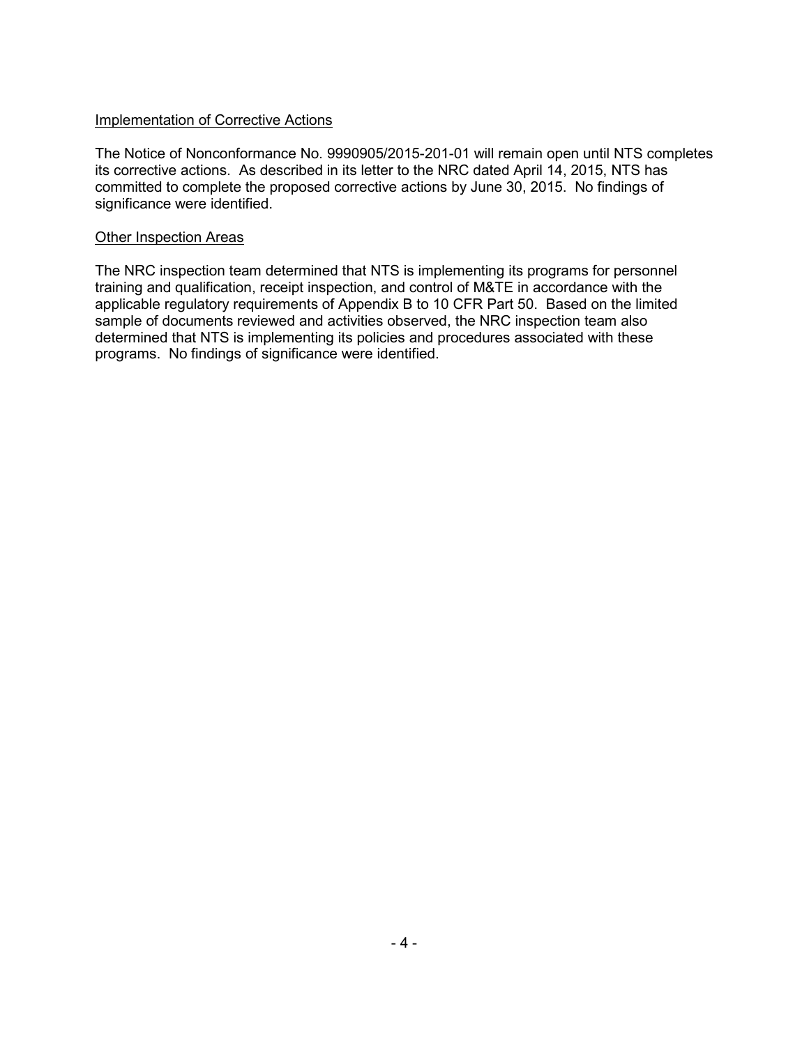Implementation of Corrective Actions

The Notice of Nonconformance No. 9990905/2015-201-01 will remain open until NTS completes its corrective actions. As described in its letter to the NRC dated April 14, 2015, NTS has committed to complete the proposed corrective actions by June 30, 2015. No findings of significance were identified.

Other Inspection Areas

The NRC inspection team determined that NTS is implementing its programs for personnel training and qualification, receipt inspection, and control of M&TE in accordance with the applicable regulatory requirements of Appendix B to 10 CFR Part 50. Based on the limited sample of documents reviewed and activities observed, the NRC inspection team also determined that NTS is implementing its policies and procedures associated with these programs. No findings of significance were identified.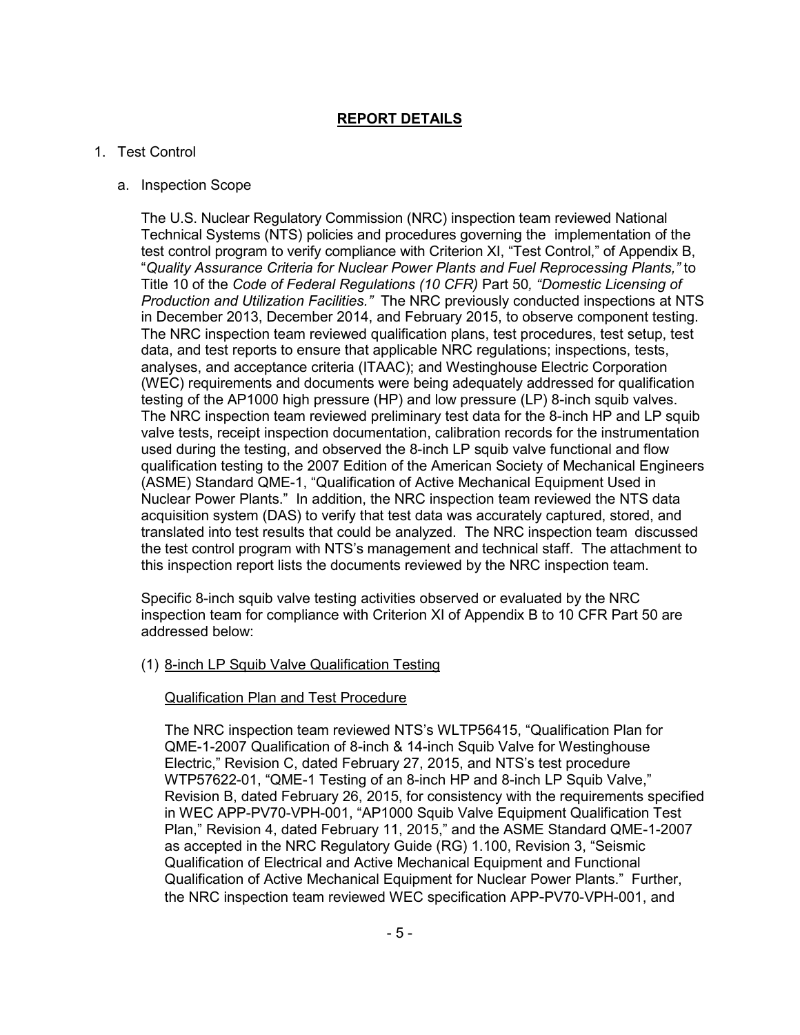## **REPORT DETAILS**

1. Test Control

   a. Inspection Scope

      The U.S. Nuclear Regulatory Commission (NRC) inspection team reviewed National Technical Systems (NTS) policies and procedures governing the implementation of the test control program to verify compliance with Criterion XI, "Test Control," of Appendix B, "*Quality Assurance Criteria for Nuclear Power Plants and Fuel Reprocessing Plants,"* to Title 10 of the *Code of Federal Regulations (10 CFR)* Part 50*, "Domestic Licensing of Production and Utilization Facilities."* The NRC previously conducted inspections at NTS in December 2013, December 2014, and February 2015, to observe component testing. The NRC inspection team reviewed qualification plans, test procedures, test setup, test data, and test reports to ensure that applicable NRC regulations; inspections, tests, analyses, and acceptance criteria (ITAAC); and Westinghouse Electric Corporation (WEC) requirements and documents were being adequately addressed for qualification testing of the AP1000 high pressure (HP) and low pressure (LP) 8-inch squib valves. The NRC inspection team reviewed preliminary test data for the 8-inch HP and LP squib valve tests, receipt inspection documentation, calibration records for the instrumentation used during the testing, and observed the 8-inch LP squib valve functional and flow qualification testing to the 2007 Edition of the American Society of Mechanical Engineers (ASME) Standard QME-1, "Qualification of Active Mechanical Equipment Used in Nuclear Power Plants." In addition, the NRC inspection team reviewed the NTS data acquisition system (DAS) to verify that test data was accurately captured, stored, and translated into test results that could be analyzed. The NRC inspection team discussed the test control program with NTS's management and technical staff. The attachment to this inspection report lists the documents reviewed by the NRC inspection team.

      Specific 8-inch squib valve testing activities observed or evaluated by the NRC inspection team for compliance with Criterion XI of Appendix B to 10 CFR Part 50 are addressed below:

      (1) <u>8-inch LP Squib Valve Qualification Testing</u>

      <u>Qualification Plan and Test Procedure</u>

      The NRC inspection team reviewed NTS's WLTP56415, "Qualification Plan for QME-1-2007 Qualification of 8-inch & 14-inch Squib Valve for Westinghouse Electric," Revision C, dated February 27, 2015, and NTS's test procedure WTP57622-01, "QME-1 Testing of an 8-inch HP and 8-inch LP Squib Valve," Revision B, dated February 26, 2015, for consistency with the requirements specified in WEC APP-PV70-VPH-001, "AP1000 Squib Valve Equipment Qualification Test Plan," Revision 4, dated February 11, 2015," and the ASME Standard QME-1-2007 as accepted in the NRC Regulatory Guide (RG) 1.100, Revision 3, "Seismic Qualification of Electrical and Active Mechanical Equipment and Functional Qualification of Active Mechanical Equipment for Nuclear Power Plants." Further, the NRC inspection team reviewed WEC specification APP-PV70-VPH-001, and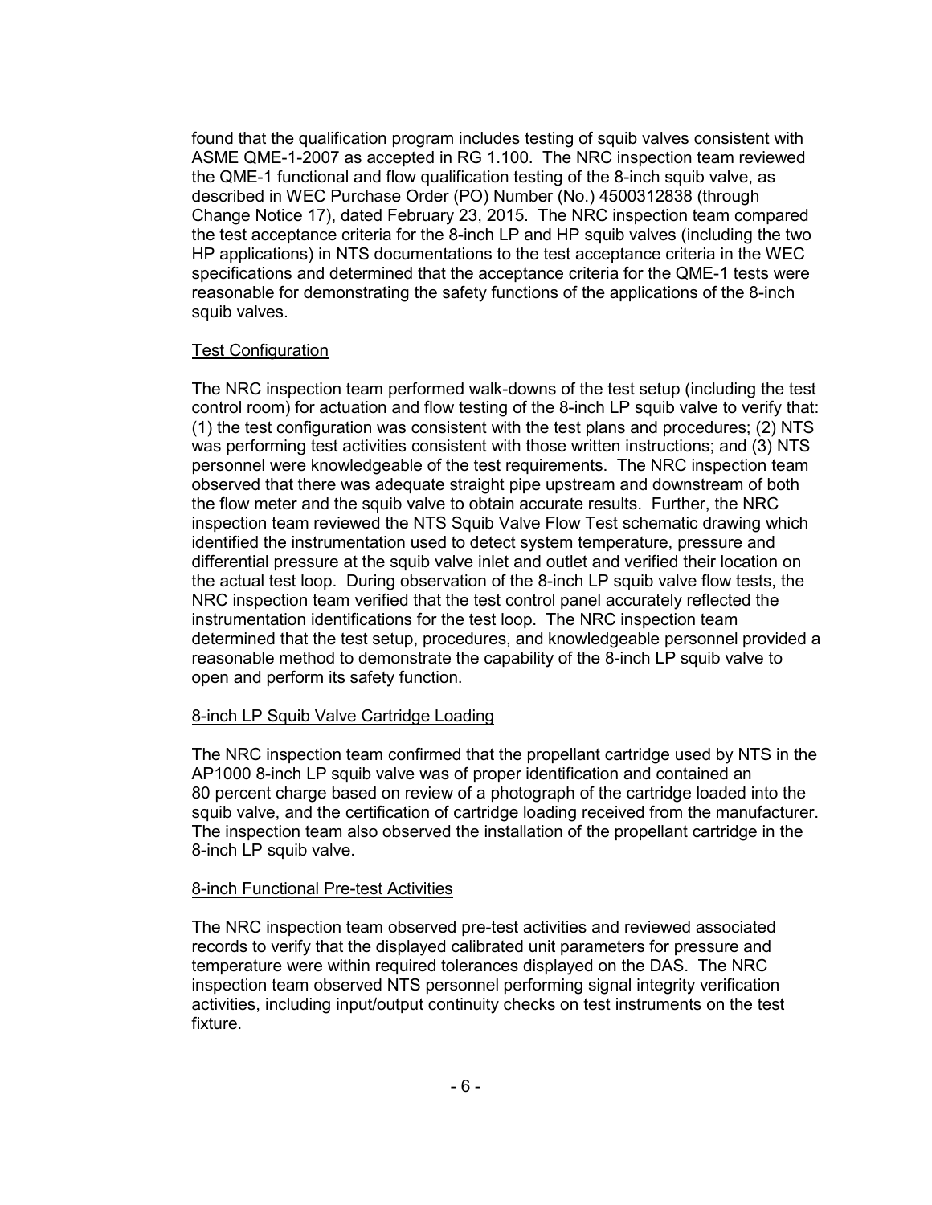found that the qualification program includes testing of squib valves consistent with ASME QME-1-2007 as accepted in RG 1.100. The NRC inspection team reviewed the QME-1 functional and flow qualification testing of the 8-inch squib valve, as described in WEC Purchase Order (PO) Number (No.) 4500312838 (through Change Notice 17), dated February 23, 2015. The NRC inspection team compared the test acceptance criteria for the 8-inch LP and HP squib valves (including the two HP applications) in NTS documentations to the test acceptance criteria in the WEC specifications and determined that the acceptance criteria for the QME-1 tests were reasonable for demonstrating the safety functions of the applications of the 8-inch squib valves.

<u>Test Configuration</u>

The NRC inspection team performed walk-downs of the test setup (including the test control room) for actuation and flow testing of the 8-inch LP squib valve to verify that: (1) the test configuration was consistent with the test plans and procedures; (2) NTS was performing test activities consistent with those written instructions; and (3) NTS personnel were knowledgeable of the test requirements. The NRC inspection team observed that there was adequate straight pipe upstream and downstream of both the flow meter and the squib valve to obtain accurate results. Further, the NRC inspection team reviewed the NTS Squib Valve Flow Test schematic drawing which identified the instrumentation used to detect system temperature, pressure and differential pressure at the squib valve inlet and outlet and verified their location on the actual test loop. During observation of the 8-inch LP squib valve flow tests, the NRC inspection team verified that the test control panel accurately reflected the instrumentation identifications for the test loop. The NRC inspection team determined that the test setup, procedures, and knowledgeable personnel provided a reasonable method to demonstrate the capability of the 8-inch LP squib valve to open and perform its safety function.

<u>8-inch LP Squib Valve Cartridge Loading</u>

The NRC inspection team confirmed that the propellant cartridge used by NTS in the AP1000 8-inch LP squib valve was of proper identification and contained an 80 percent charge based on review of a photograph of the cartridge loaded into the squib valve, and the certification of cartridge loading received from the manufacturer. The inspection team also observed the installation of the propellant cartridge in the 8-inch LP squib valve.

<u>8-inch Functional Pre-test Activities</u>

The NRC inspection team observed pre-test activities and reviewed associated records to verify that the displayed calibrated unit parameters for pressure and temperature were within required tolerances displayed on the DAS. The NRC inspection team observed NTS personnel performing signal integrity verification activities, including input/output continuity checks on test instruments on the test fixture.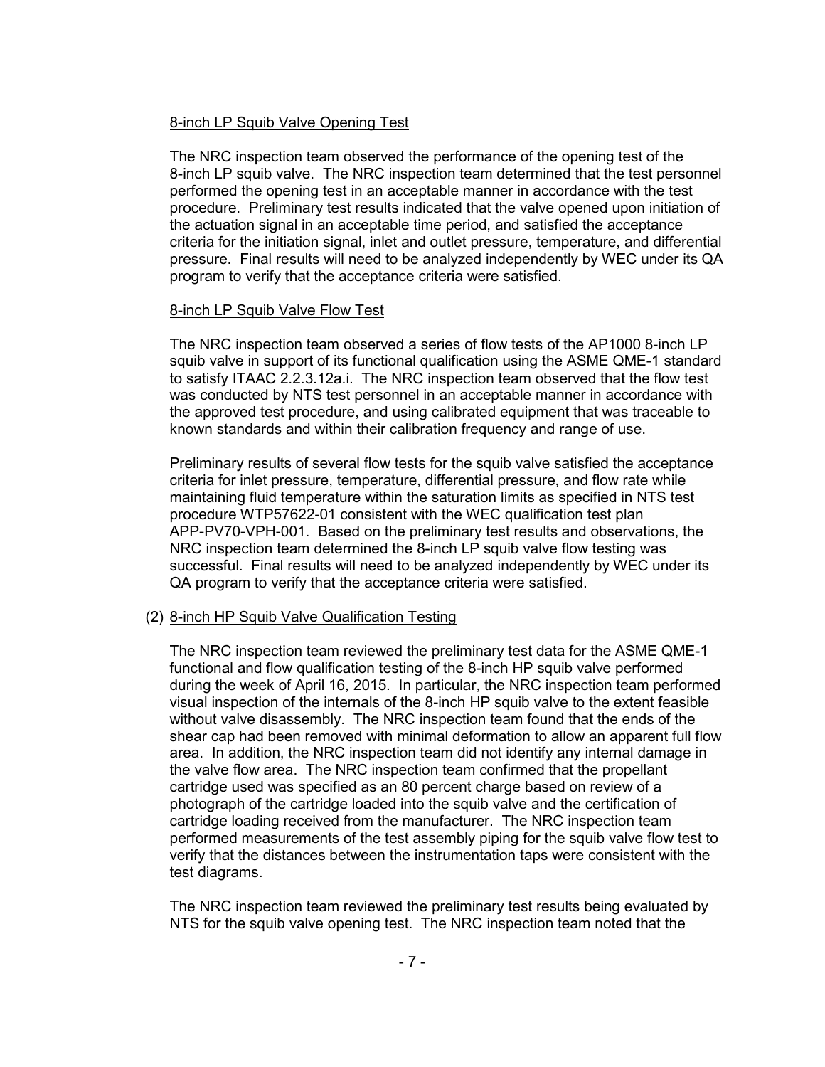8-inch LP Squib Valve Opening Test

The NRC inspection team observed the performance of the opening test of the 8-inch LP squib valve. The NRC inspection team determined that the test personnel performed the opening test in an acceptable manner in accordance with the test procedure. Preliminary test results indicated that the valve opened upon initiation of the actuation signal in an acceptable time period, and satisfied the acceptance criteria for the initiation signal, inlet and outlet pressure, temperature, and differential pressure. Final results will need to be analyzed independently by WEC under its QA program to verify that the acceptance criteria were satisfied.

8-inch LP Squib Valve Flow Test

The NRC inspection team observed a series of flow tests of the AP1000 8-inch LP squib valve in support of its functional qualification using the ASME QME-1 standard to satisfy ITAAC 2.2.3.12a.i. The NRC inspection team observed that the flow test was conducted by NTS test personnel in an acceptable manner in accordance with the approved test procedure, and using calibrated equipment that was traceable to known standards and within their calibration frequency and range of use.

Preliminary results of several flow tests for the squib valve satisfied the acceptance criteria for inlet pressure, temperature, differential pressure, and flow rate while maintaining fluid temperature within the saturation limits as specified in NTS test procedure WTP57622-01 consistent with the WEC qualification test plan APP-PV70-VPH-001. Based on the preliminary test results and observations, the NRC inspection team determined the 8-inch LP squib valve flow testing was successful. Final results will need to be analyzed independently by WEC under its QA program to verify that the acceptance criteria were satisfied.

(2) 8-inch HP Squib Valve Qualification Testing

The NRC inspection team reviewed the preliminary test data for the ASME QME-1 functional and flow qualification testing of the 8-inch HP squib valve performed during the week of April 16, 2015. In particular, the NRC inspection team performed visual inspection of the internals of the 8-inch HP squib valve to the extent feasible without valve disassembly. The NRC inspection team found that the ends of the shear cap had been removed with minimal deformation to allow an apparent full flow area. In addition, the NRC inspection team did not identify any internal damage in the valve flow area. The NRC inspection team confirmed that the propellant cartridge used was specified as an 80 percent charge based on review of a photograph of the cartridge loaded into the squib valve and the certification of cartridge loading received from the manufacturer. The NRC inspection team performed measurements of the test assembly piping for the squib valve flow test to verify that the distances between the instrumentation taps were consistent with the test diagrams.

The NRC inspection team reviewed the preliminary test results being evaluated by NTS for the squib valve opening test. The NRC inspection team noted that the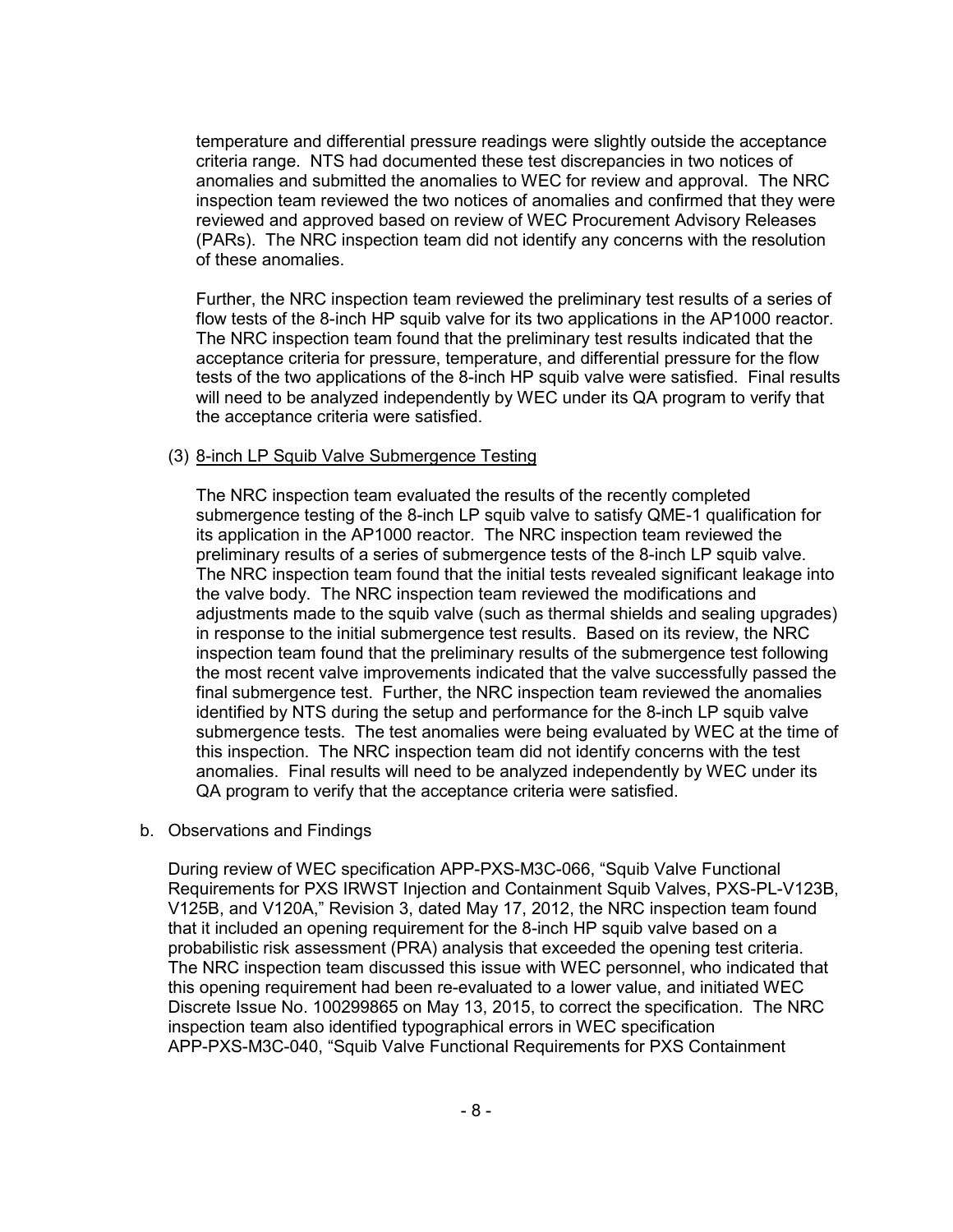temperature and differential pressure readings were slightly outside the acceptance criteria range. NTS had documented these test discrepancies in two notices of anomalies and submitted the anomalies to WEC for review and approval. The NRC inspection team reviewed the two notices of anomalies and confirmed that they were reviewed and approved based on review of WEC Procurement Advisory Releases (PARs). The NRC inspection team did not identify any concerns with the resolution of these anomalies.

Further, the NRC inspection team reviewed the preliminary test results of a series of flow tests of the 8-inch HP squib valve for its two applications in the AP1000 reactor. The NRC inspection team found that the preliminary test results indicated that the acceptance criteria for pressure, temperature, and differential pressure for the flow tests of the two applications of the 8-inch HP squib valve were satisfied. Final results will need to be analyzed independently by WEC under its QA program to verify that the acceptance criteria were satisfied.

(3) <u>8-inch LP Squib Valve Submergence Testing</u>

The NRC inspection team evaluated the results of the recently completed submergence testing of the 8-inch LP squib valve to satisfy QME-1 qualification for its application in the AP1000 reactor. The NRC inspection team reviewed the preliminary results of a series of submergence tests of the 8-inch LP squib valve. The NRC inspection team found that the initial tests revealed significant leakage into the valve body. The NRC inspection team reviewed the modifications and adjustments made to the squib valve (such as thermal shields and sealing upgrades) in response to the initial submergence test results. Based on its review, the NRC inspection team found that the preliminary results of the submergence test following the most recent valve improvements indicated that the valve successfully passed the final submergence test. Further, the NRC inspection team reviewed the anomalies identified by NTS during the setup and performance for the 8-inch LP squib valve submergence tests. The test anomalies were being evaluated by WEC at the time of this inspection. The NRC inspection team did not identify concerns with the test anomalies. Final results will need to be analyzed independently by WEC under its QA program to verify that the acceptance criteria were satisfied.

b. Observations and Findings

During review of WEC specification APP-PXS-M3C-066, "Squib Valve Functional Requirements for PXS IRWST Injection and Containment Squib Valves, PXS-PL-V123B, V125B, and V120A," Revision 3, dated May 17, 2012, the NRC inspection team found that it included an opening requirement for the 8-inch HP squib valve based on a probabilistic risk assessment (PRA) analysis that exceeded the opening test criteria. The NRC inspection team discussed this issue with WEC personnel, who indicated that this opening requirement had been re-evaluated to a lower value, and initiated WEC Discrete Issue No. 100299865 on May 13, 2015, to correct the specification. The NRC inspection team also identified typographical errors in WEC specification APP-PXS-M3C-040, "Squib Valve Functional Requirements for PXS Containment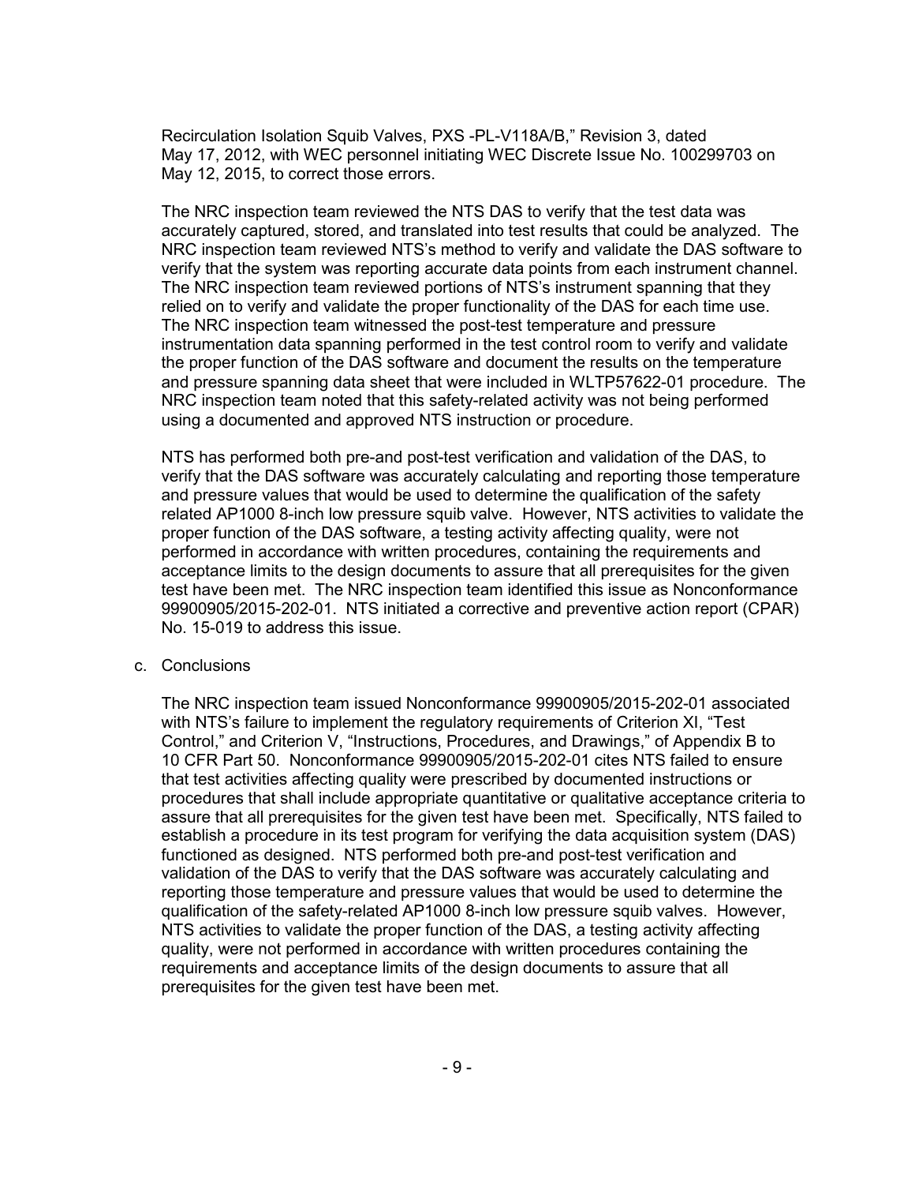Recirculation Isolation Squib Valves, PXS -PL-V118A/B," Revision 3, dated May 17, 2012, with WEC personnel initiating WEC Discrete Issue No. 100299703 on May 12, 2015, to correct those errors.

The NRC inspection team reviewed the NTS DAS to verify that the test data was accurately captured, stored, and translated into test results that could be analyzed. The NRC inspection team reviewed NTS's method to verify and validate the DAS software to verify that the system was reporting accurate data points from each instrument channel. The NRC inspection team reviewed portions of NTS's instrument spanning that they relied on to verify and validate the proper functionality of the DAS for each time use. The NRC inspection team witnessed the post-test temperature and pressure instrumentation data spanning performed in the test control room to verify and validate the proper function of the DAS software and document the results on the temperature and pressure spanning data sheet that were included in WLTP57622-01 procedure. The NRC inspection team noted that this safety-related activity was not being performed using a documented and approved NTS instruction or procedure.

NTS has performed both pre-and post-test verification and validation of the DAS, to verify that the DAS software was accurately calculating and reporting those temperature and pressure values that would be used to determine the qualification of the safety related AP1000 8-inch low pressure squib valve. However, NTS activities to validate the proper function of the DAS software, a testing activity affecting quality, were not performed in accordance with written procedures, containing the requirements and acceptance limits to the design documents to assure that all prerequisites for the given test have been met. The NRC inspection team identified this issue as Nonconformance 99900905/2015-202-01. NTS initiated a corrective and preventive action report (CPAR) No. 15-019 to address this issue.

c. Conclusions

The NRC inspection team issued Nonconformance 99900905/2015-202-01 associated with NTS's failure to implement the regulatory requirements of Criterion XI, "Test Control," and Criterion V, "Instructions, Procedures, and Drawings," of Appendix B to 10 CFR Part 50. Nonconformance 99900905/2015-202-01 cites NTS failed to ensure that test activities affecting quality were prescribed by documented instructions or procedures that shall include appropriate quantitative or qualitative acceptance criteria to assure that all prerequisites for the given test have been met. Specifically, NTS failed to establish a procedure in its test program for verifying the data acquisition system (DAS) functioned as designed. NTS performed both pre-and post-test verification and validation of the DAS to verify that the DAS software was accurately calculating and reporting those temperature and pressure values that would be used to determine the qualification of the safety-related AP1000 8-inch low pressure squib valves. However, NTS activities to validate the proper function of the DAS, a testing activity affecting quality, were not performed in accordance with written procedures containing the requirements and acceptance limits of the design documents to assure that all prerequisites for the given test have been met.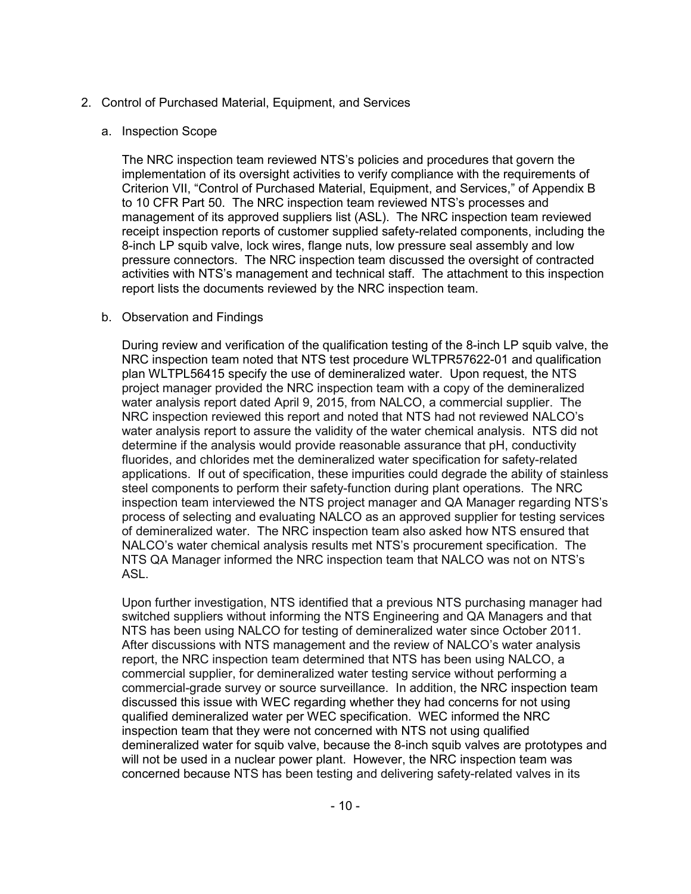2. Control of Purchased Material, Equipment, and Services

   a. Inspection Scope

   The NRC inspection team reviewed NTS's policies and procedures that govern the implementation of its oversight activities to verify compliance with the requirements of Criterion VII, "Control of Purchased Material, Equipment, and Services," of Appendix B to 10 CFR Part 50. The NRC inspection team reviewed NTS's processes and management of its approved suppliers list (ASL). The NRC inspection team reviewed receipt inspection reports of customer supplied safety-related components, including the 8-inch LP squib valve, lock wires, flange nuts, low pressure seal assembly and low pressure connectors. The NRC inspection team discussed the oversight of contracted activities with NTS's management and technical staff. The attachment to this inspection report lists the documents reviewed by the NRC inspection team.

   b. Observation and Findings

   During review and verification of the qualification testing of the 8-inch LP squib valve, the NRC inspection team noted that NTS test procedure WLTPR57622-01 and qualification plan WLTPL56415 specify the use of demineralized water. Upon request, the NTS project manager provided the NRC inspection team with a copy of the demineralized water analysis report dated April 9, 2015, from NALCO, a commercial supplier. The NRC inspection reviewed this report and noted that NTS had not reviewed NALCO's water analysis report to assure the validity of the water chemical analysis. NTS did not determine if the analysis would provide reasonable assurance that pH, conductivity fluorides, and chlorides met the demineralized water specification for safety-related applications. If out of specification, these impurities could degrade the ability of stainless steel components to perform their safety-function during plant operations. The NRC inspection team interviewed the NTS project manager and QA Manager regarding NTS's process of selecting and evaluating NALCO as an approved supplier for testing services of demineralized water. The NRC inspection team also asked how NTS ensured that NALCO's water chemical analysis results met NTS's procurement specification. The NTS QA Manager informed the NRC inspection team that NALCO was not on NTS's ASL.

   Upon further investigation, NTS identified that a previous NTS purchasing manager had switched suppliers without informing the NTS Engineering and QA Managers and that NTS has been using NALCO for testing of demineralized water since October 2011. After discussions with NTS management and the review of NALCO's water analysis report, the NRC inspection team determined that NTS has been using NALCO, a commercial supplier, for demineralized water testing service without performing a commercial-grade survey or source surveillance. In addition, the NRC inspection team discussed this issue with WEC regarding whether they had concerns for not using qualified demineralized water per WEC specification. WEC informed the NRC inspection team that they were not concerned with NTS not using qualified demineralized water for squib valve, because the 8-inch squib valves are prototypes and will not be used in a nuclear power plant. However, the NRC inspection team was concerned because NTS has been testing and delivering safety-related valves in its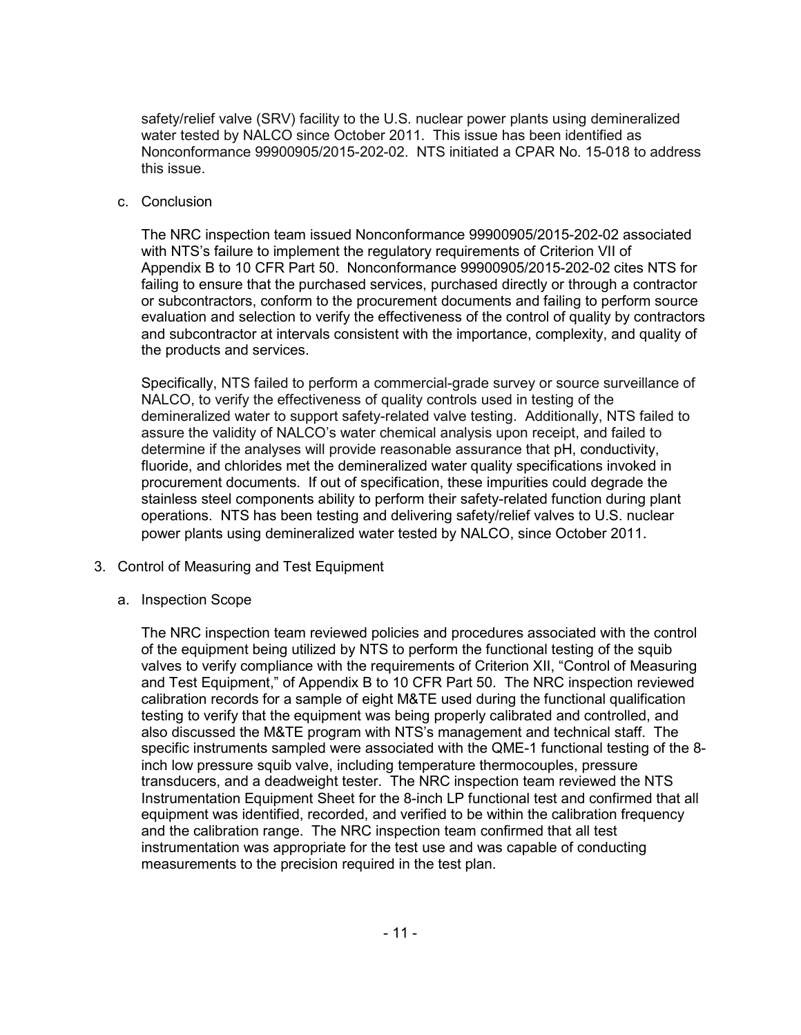safety/relief valve (SRV) facility to the U.S. nuclear power plants using demineralized water tested by NALCO since October 2011. This issue has been identified as Nonconformance 99900905/2015-202-02. NTS initiated a CPAR No. 15-018 to address this issue.

c. Conclusion

The NRC inspection team issued Nonconformance 99900905/2015-202-02 associated with NTS's failure to implement the regulatory requirements of Criterion VII of Appendix B to 10 CFR Part 50. Nonconformance 99900905/2015-202-02 cites NTS for failing to ensure that the purchased services, purchased directly or through a contractor or subcontractors, conform to the procurement documents and failing to perform source evaluation and selection to verify the effectiveness of the control of quality by contractors and subcontractor at intervals consistent with the importance, complexity, and quality of the products and services.

Specifically, NTS failed to perform a commercial-grade survey or source surveillance of NALCO, to verify the effectiveness of quality controls used in testing of the demineralized water to support safety-related valve testing. Additionally, NTS failed to assure the validity of NALCO's water chemical analysis upon receipt, and failed to determine if the analyses will provide reasonable assurance that pH, conductivity, fluoride, and chlorides met the demineralized water quality specifications invoked in procurement documents. If out of specification, these impurities could degrade the stainless steel components ability to perform their safety-related function during plant operations. NTS has been testing and delivering safety/relief valves to U.S. nuclear power plants using demineralized water tested by NALCO, since October 2011.

3. Control of Measuring and Test Equipment

a. Inspection Scope

The NRC inspection team reviewed policies and procedures associated with the control of the equipment being utilized by NTS to perform the functional testing of the squib valves to verify compliance with the requirements of Criterion XII, "Control of Measuring and Test Equipment," of Appendix B to 10 CFR Part 50. The NRC inspection reviewed calibration records for a sample of eight M&TE used during the functional qualification testing to verify that the equipment was being properly calibrated and controlled, and also discussed the M&TE program with NTS's management and technical staff. The specific instruments sampled were associated with the QME-1 functional testing of the 8-inch low pressure squib valve, including temperature thermocouples, pressure transducers, and a deadweight tester. The NRC inspection team reviewed the NTS Instrumentation Equipment Sheet for the 8-inch LP functional test and confirmed that all equipment was identified, recorded, and verified to be within the calibration frequency and the calibration range. The NRC inspection team confirmed that all test instrumentation was appropriate for the test use and was capable of conducting measurements to the precision required in the test plan.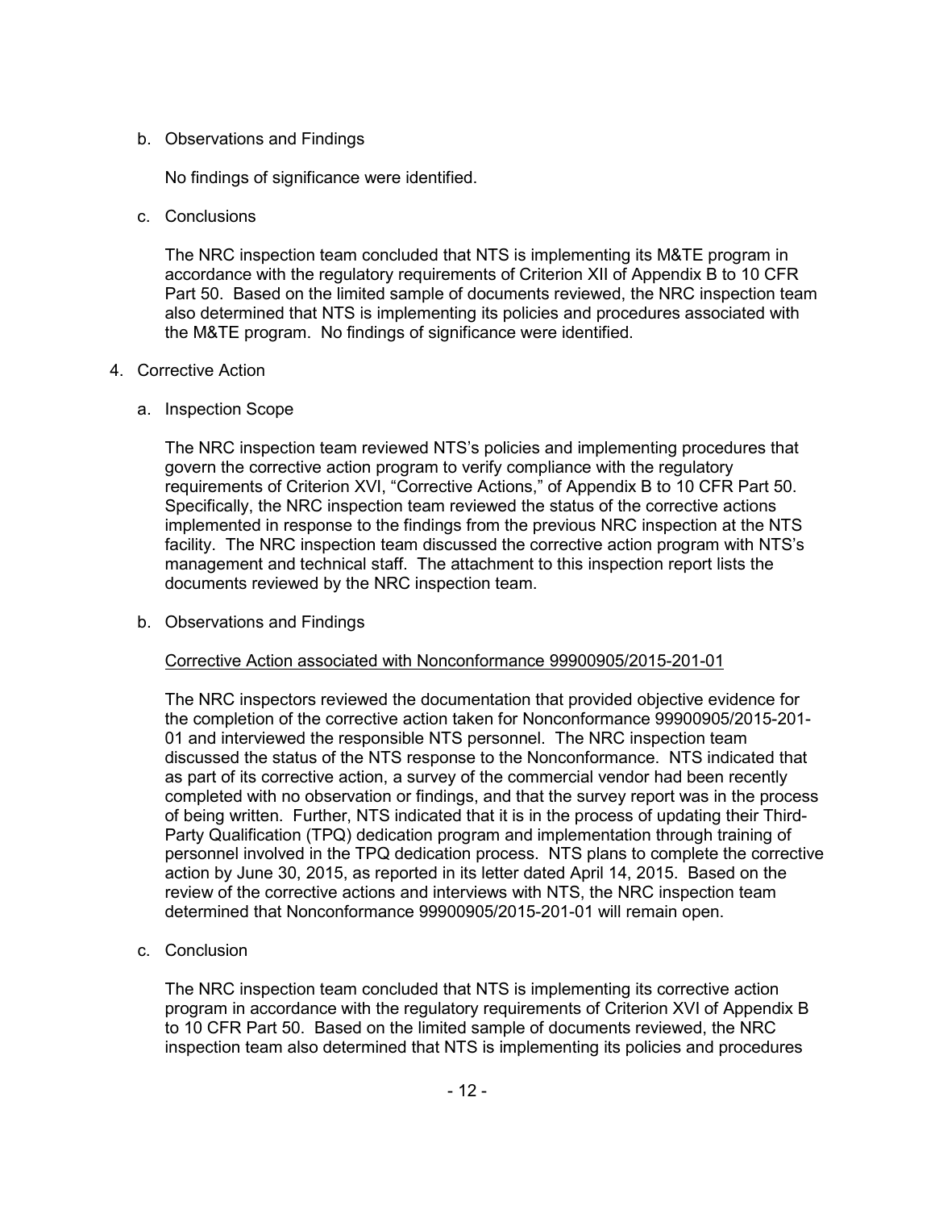b. Observations and Findings

No findings of significance were identified.

c. Conclusions

The NRC inspection team concluded that NTS is implementing its M&TE program in accordance with the regulatory requirements of Criterion XII of Appendix B to 10 CFR Part 50. Based on the limited sample of documents reviewed, the NRC inspection team also determined that NTS is implementing its policies and procedures associated with the M&TE program. No findings of significance were identified.

4. Corrective Action

a. Inspection Scope

The NRC inspection team reviewed NTS's policies and implementing procedures that govern the corrective action program to verify compliance with the regulatory requirements of Criterion XVI, "Corrective Actions," of Appendix B to 10 CFR Part 50. Specifically, the NRC inspection team reviewed the status of the corrective actions implemented in response to the findings from the previous NRC inspection at the NTS facility. The NRC inspection team discussed the corrective action program with NTS's management and technical staff. The attachment to this inspection report lists the documents reviewed by the NRC inspection team.

b. Observations and Findings

Corrective Action associated with Nonconformance 99900905/2015-201-01

The NRC inspectors reviewed the documentation that provided objective evidence for the completion of the corrective action taken for Nonconformance 99900905/2015-201-01 and interviewed the responsible NTS personnel. The NRC inspection team discussed the status of the NTS response to the Nonconformance. NTS indicated that as part of its corrective action, a survey of the commercial vendor had been recently completed with no observation or findings, and that the survey report was in the process of being written. Further, NTS indicated that it is in the process of updating their Third-Party Qualification (TPQ) dedication program and implementation through training of personnel involved in the TPQ dedication process. NTS plans to complete the corrective action by June 30, 2015, as reported in its letter dated April 14, 2015. Based on the review of the corrective actions and interviews with NTS, the NRC inspection team determined that Nonconformance 99900905/2015-201-01 will remain open.

c. Conclusion

The NRC inspection team concluded that NTS is implementing its corrective action program in accordance with the regulatory requirements of Criterion XVI of Appendix B to 10 CFR Part 50. Based on the limited sample of documents reviewed, the NRC inspection team also determined that NTS is implementing its policies and procedures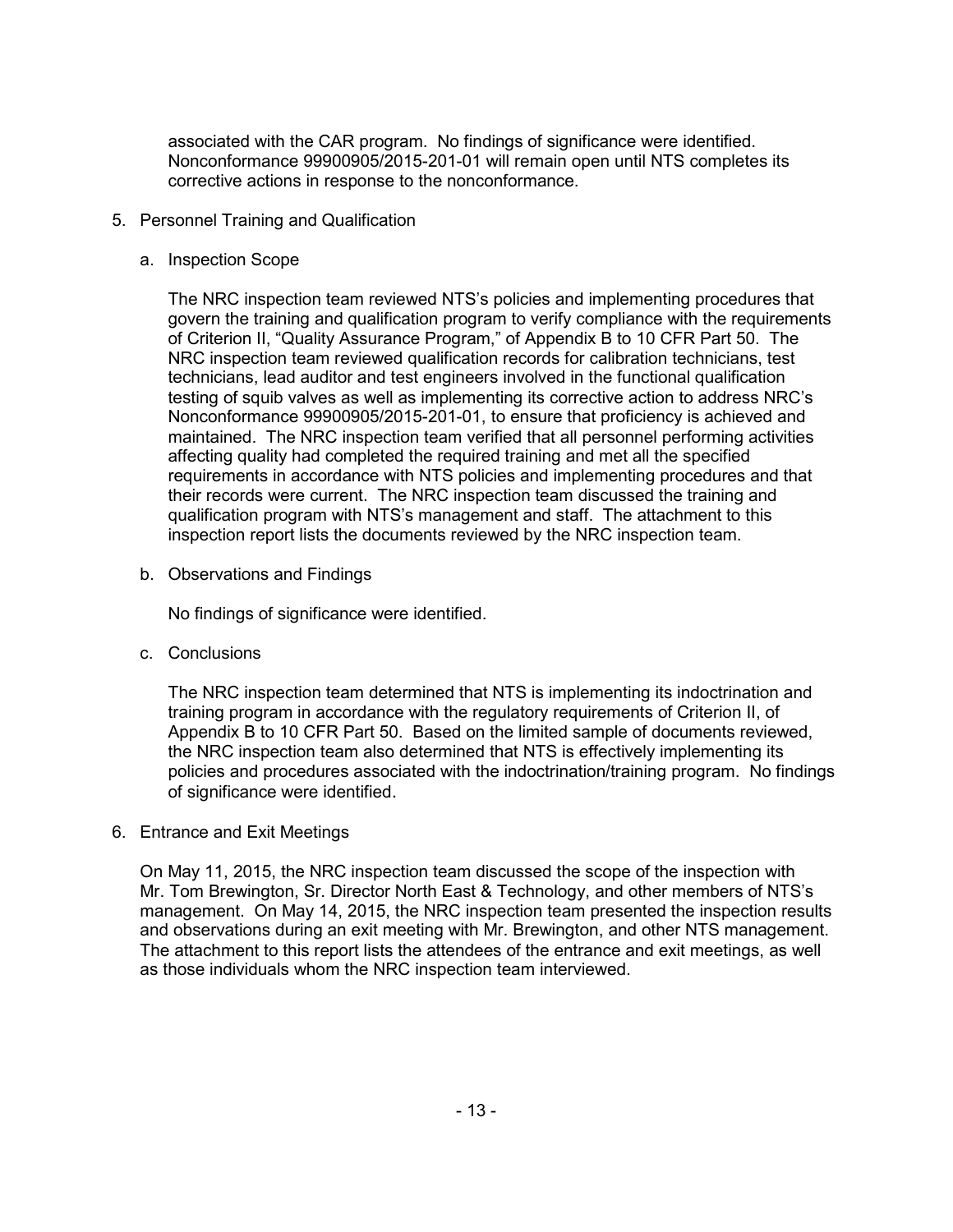associated with the CAR program. No findings of significance were identified. Nonconformance 99900905/2015-201-01 will remain open until NTS completes its corrective actions in response to the nonconformance.

5. Personnel Training and Qualification

   a. Inspection Scope

      The NRC inspection team reviewed NTS's policies and implementing procedures that govern the training and qualification program to verify compliance with the requirements of Criterion II, "Quality Assurance Program," of Appendix B to 10 CFR Part 50. The NRC inspection team reviewed qualification records for calibration technicians, test technicians, lead auditor and test engineers involved in the functional qualification testing of squib valves as well as implementing its corrective action to address NRC's Nonconformance 99900905/2015-201-01, to ensure that proficiency is achieved and maintained. The NRC inspection team verified that all personnel performing activities affecting quality had completed the required training and met all the specified requirements in accordance with NTS policies and implementing procedures and that their records were current. The NRC inspection team discussed the training and qualification program with NTS's management and staff. The attachment to this inspection report lists the documents reviewed by the NRC inspection team.

   b. Observations and Findings

      No findings of significance were identified.

   c. Conclusions

      The NRC inspection team determined that NTS is implementing its indoctrination and training program in accordance with the regulatory requirements of Criterion II, of Appendix B to 10 CFR Part 50. Based on the limited sample of documents reviewed, the NRC inspection team also determined that NTS is effectively implementing its policies and procedures associated with the indoctrination/training program. No findings of significance were identified.

6. Entrance and Exit Meetings

   On May 11, 2015, the NRC inspection team discussed the scope of the inspection with Mr. Tom Brewington, Sr. Director North East & Technology, and other members of NTS's management. On May 14, 2015, the NRC inspection team presented the inspection results and observations during an exit meeting with Mr. Brewington, and other NTS management. The attachment to this report lists the attendees of the entrance and exit meetings, as well as those individuals whom the NRC inspection team interviewed.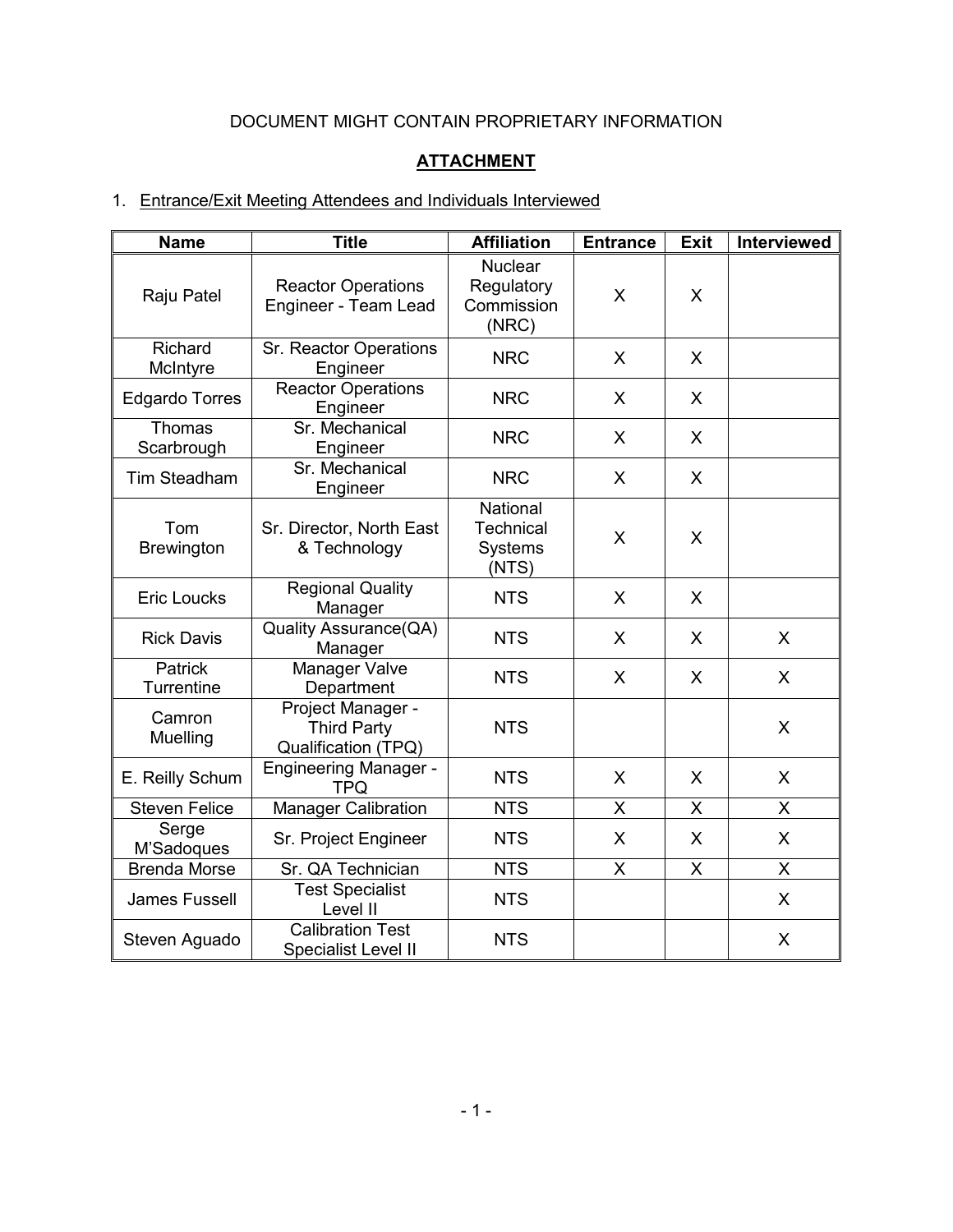DOCUMENT MIGHT CONTAIN PROPRIETARY INFORMATION

## ATTACHMENT

1. Entrance/Exit Meeting Attendees and Individuals Interviewed

| Name | Title | Affiliation | Entrance | Exit | Interviewed |
|---|---|---|---|---|---|
| Raju Patel | Reactor Operations Engineer - Team Lead | Nuclear Regulatory Commission (NRC) | X | X | |
| Richard McIntyre | Sr. Reactor Operations Engineer | NRC | X | X | |
| Edgardo Torres | Reactor Operations Engineer | NRC | X | X | |
| Thomas Scarbrough | Sr. Mechanical Engineer | NRC | X | X | |
| Tim Steadham | Sr. Mechanical Engineer | NRC | X | X | |
| Tom Brewington | Sr. Director, North East & Technology | National Technical Systems (NTS) | X | X | |
| Eric Loucks | Regional Quality Manager | NTS | X | X | |
| Rick Davis | Quality Assurance(QA) Manager | NTS | X | X | X |
| Patrick Turrentine | Manager Valve Department | NTS | X | X | X |
| Camron Muelling | Project Manager - Third Party Qualification (TPQ) | NTS | | | X |
| E. Reilly Schum | Engineering Manager - TPQ | NTS | X | X | X |
| Steven Felice | Manager Calibration | NTS | X | X | X |
| Serge M'Sadoques | Sr. Project Engineer | NTS | X | X | X |
| Brenda Morse | Sr. QA Technician | NTS | X | X | X |
| James Fussell | Test Specialist Level II | NTS | | | X |
| Steven Aguado | Calibration Test Specialist Level II | NTS | | | X |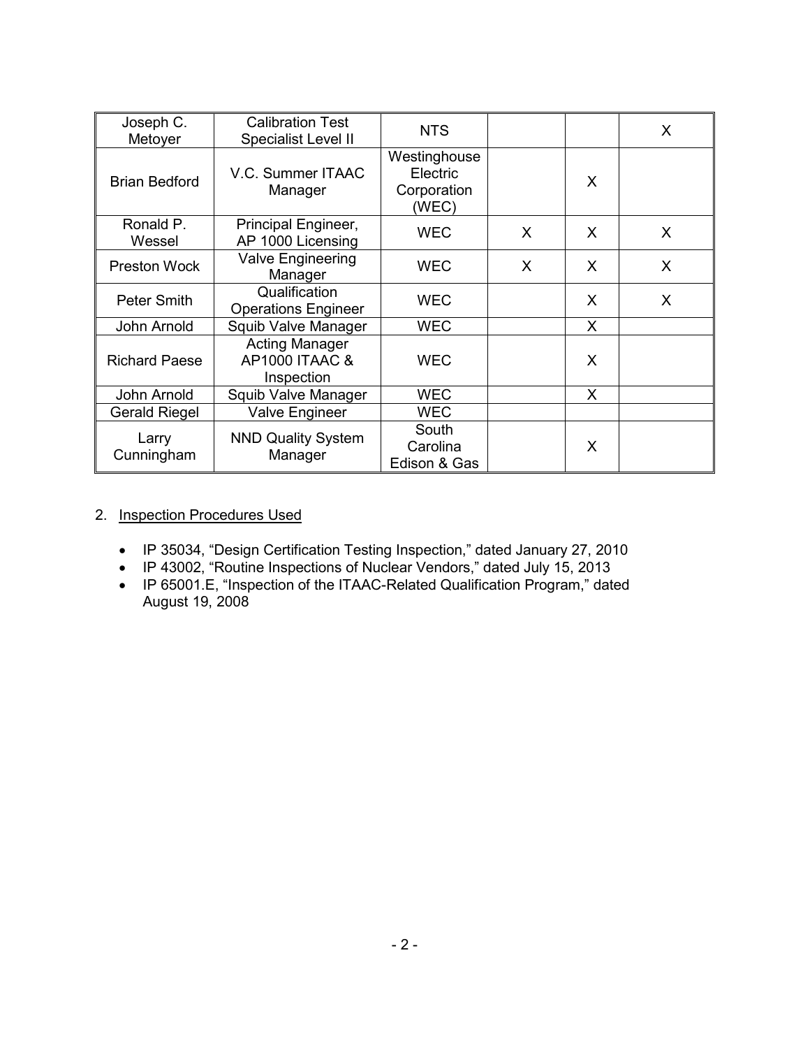| | | | | | |
|---|---|---|---|---|---|
| Joseph C. Metoyer | Calibration Test Specialist Level II | NTS | | | X |
| Brian Bedford | V.C. Summer ITAAC Manager | Westinghouse Electric Corporation (WEC) | | X | |
| Ronald P. Wessel | Principal Engineer, AP 1000 Licensing | WEC | X | X | X |
| Preston Wock | Valve Engineering Manager | WEC | X | X | X |
| Peter Smith | Qualification Operations Engineer | WEC | | X | X |
| John Arnold | Squib Valve Manager | WEC | | X | |
| Richard Paese | Acting Manager AP1000 ITAAC & Inspection | WEC | | X | |
| John Arnold | Squib Valve Manager | WEC | | X | |
| Gerald Riegel | Valve Engineer | WEC | | | |
| Larry Cunningham | NND Quality System Manager | South Carolina Edison & Gas | | X | |

2. Inspection Procedures Used

- IP 35034, "Design Certification Testing Inspection," dated January 27, 2010
- IP 43002, "Routine Inspections of Nuclear Vendors," dated July 15, 2013
- IP 65001.E, "Inspection of the ITAAC-Related Qualification Program," dated August 19, 2008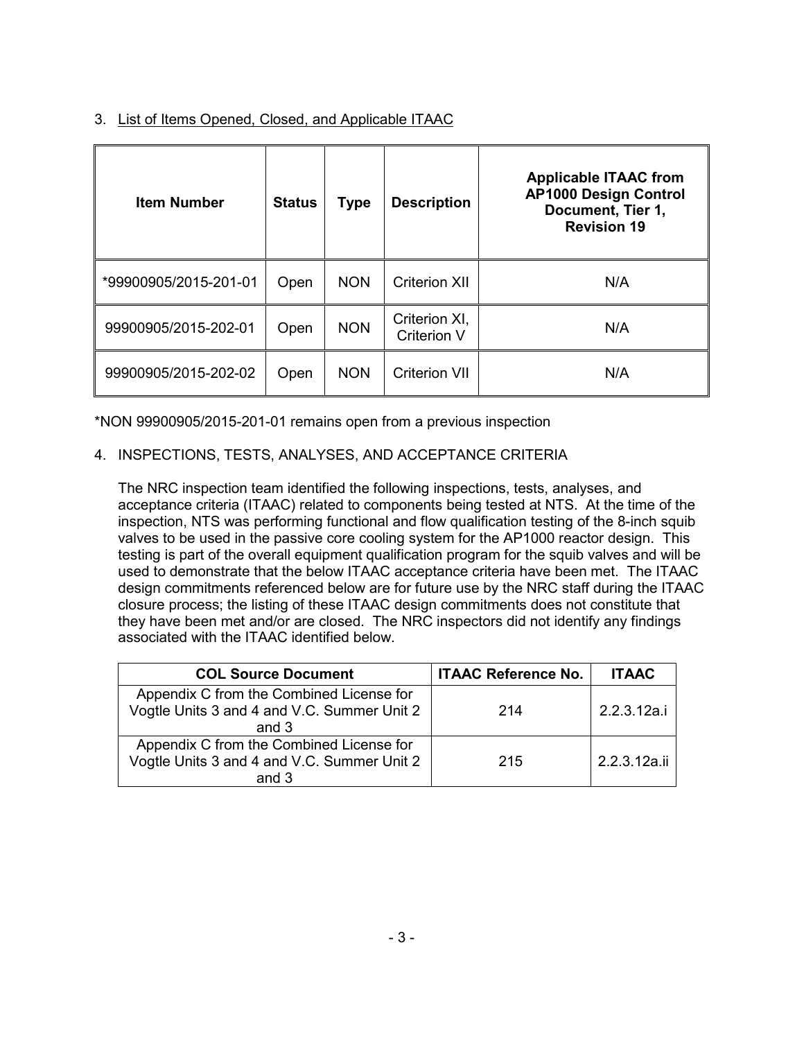3. List of Items Opened, Closed, and Applicable ITAAC

| Item Number | Status | Type | Description | Applicable ITAAC from AP1000 Design Control Document, Tier 1, Revision 19 |
|---|---|---|---|---|
| *99900905/2015-201-01 | Open | NON | Criterion XII | N/A |
| 99900905/2015-202-01 | Open | NON | Criterion XI, Criterion V | N/A |
| 99900905/2015-202-02 | Open | NON | Criterion VII | N/A |

*NON 99900905/2015-201-01 remains open from a previous inspection

4. INSPECTIONS, TESTS, ANALYSES, AND ACCEPTANCE CRITERIA

The NRC inspection team identified the following inspections, tests, analyses, and acceptance criteria (ITAAC) related to components being tested at NTS. At the time of the inspection, NTS was performing functional and flow qualification testing of the 8-inch squib valves to be used in the passive core cooling system for the AP1000 reactor design. This testing is part of the overall equipment qualification program for the squib valves and will be used to demonstrate that the below ITAAC acceptance criteria have been met. The ITAAC design commitments referenced below are for future use by the NRC staff during the ITAAC closure process; the listing of these ITAAC design commitments does not constitute that they have been met and/or are closed. The NRC inspectors did not identify any findings associated with the ITAAC identified below.

| COL Source Document | ITAAC Reference No. | ITAAC |
|---|---|---|
| Appendix C from the Combined License for Vogtle Units 3 and 4 and V.C. Summer Unit 2 and 3 | 214 | 2.2.3.12a.i |
| Appendix C from the Combined License for Vogtle Units 3 and 4 and V.C. Summer Unit 2 and 3 | 215 | 2.2.3.12a.ii |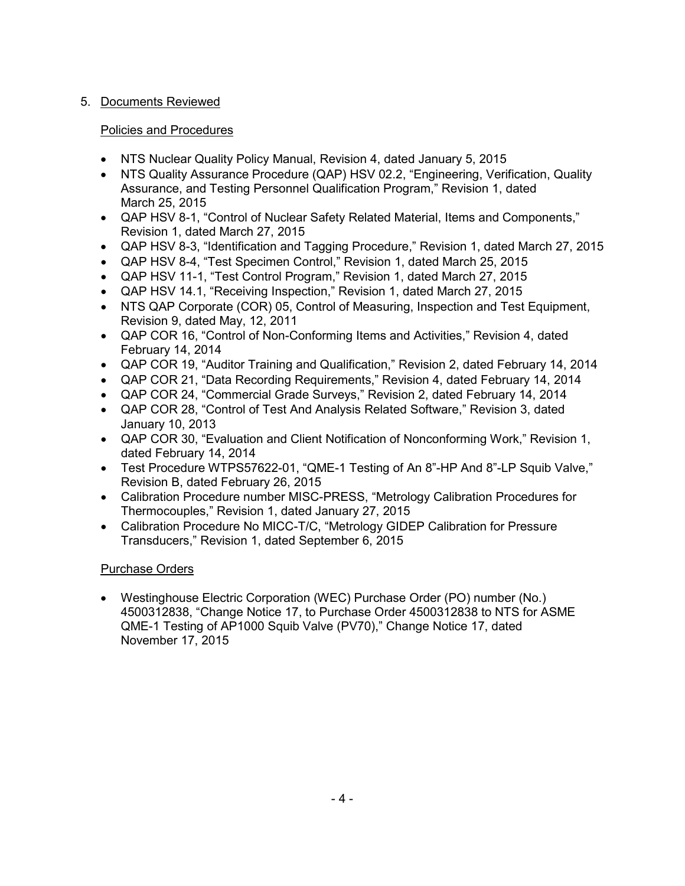5. Documents Reviewed

Policies and Procedures

- NTS Nuclear Quality Policy Manual, Revision 4, dated January 5, 2015
- NTS Quality Assurance Procedure (QAP) HSV 02.2, "Engineering, Verification, Quality Assurance, and Testing Personnel Qualification Program," Revision 1, dated March 25, 2015
- QAP HSV 8-1, "Control of Nuclear Safety Related Material, Items and Components," Revision 1, dated March 27, 2015
- QAP HSV 8-3, "Identification and Tagging Procedure," Revision 1, dated March 27, 2015
- QAP HSV 8-4, "Test Specimen Control," Revision 1, dated March 25, 2015
- QAP HSV 11-1, "Test Control Program," Revision 1, dated March 27, 2015
- QAP HSV 14.1, "Receiving Inspection," Revision 1, dated March 27, 2015
- NTS QAP Corporate (COR) 05, Control of Measuring, Inspection and Test Equipment, Revision 9, dated May, 12, 2011
- QAP COR 16, "Control of Non-Conforming Items and Activities," Revision 4, dated February 14, 2014
- QAP COR 19, "Auditor Training and Qualification," Revision 2, dated February 14, 2014
- QAP COR 21, "Data Recording Requirements," Revision 4, dated February 14, 2014
- QAP COR 24, "Commercial Grade Surveys," Revision 2, dated February 14, 2014
- QAP COR 28, "Control of Test And Analysis Related Software," Revision 3, dated January 10, 2013
- QAP COR 30, "Evaluation and Client Notification of Nonconforming Work," Revision 1, dated February 14, 2014
- Test Procedure WTPS57622-01, "QME-1 Testing of An 8"-HP And 8"-LP Squib Valve," Revision B, dated February 26, 2015
- Calibration Procedure number MISC-PRESS, "Metrology Calibration Procedures for Thermocouples," Revision 1, dated January 27, 2015
- Calibration Procedure No MICC-T/C, "Metrology GIDEP Calibration for Pressure Transducers," Revision 1, dated September 6, 2015

Purchase Orders

- Westinghouse Electric Corporation (WEC) Purchase Order (PO) number (No.) 4500312838, "Change Notice 17, to Purchase Order 4500312838 to NTS for ASME QME-1 Testing of AP1000 Squib Valve (PV70)," Change Notice 17, dated November 17, 2015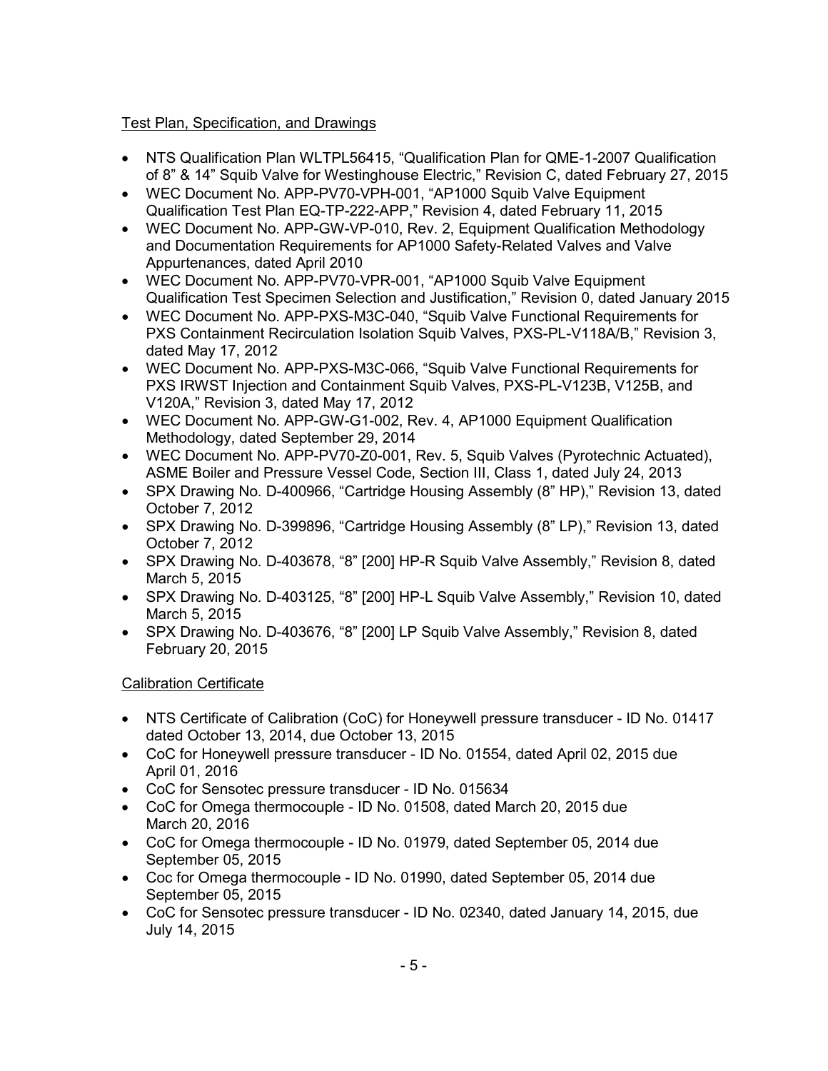Test Plan, Specification, and Drawings

- NTS Qualification Plan WLTPL56415, "Qualification Plan for QME-1-2007 Qualification of 8" & 14" Squib Valve for Westinghouse Electric," Revision C, dated February 27, 2015
- WEC Document No. APP-PV70-VPH-001, "AP1000 Squib Valve Equipment Qualification Test Plan EQ-TP-222-APP," Revision 4, dated February 11, 2015
- WEC Document No. APP-GW-VP-010, Rev. 2, Equipment Qualification Methodology and Documentation Requirements for AP1000 Safety-Related Valves and Valve Appurtenances, dated April 2010
- WEC Document No. APP-PV70-VPR-001, "AP1000 Squib Valve Equipment Qualification Test Specimen Selection and Justification," Revision 0, dated January 2015
- WEC Document No. APP-PXS-M3C-040, "Squib Valve Functional Requirements for PXS Containment Recirculation Isolation Squib Valves, PXS-PL-V118A/B," Revision 3, dated May 17, 2012
- WEC Document No. APP-PXS-M3C-066, "Squib Valve Functional Requirements for PXS IRWST Injection and Containment Squib Valves, PXS-PL-V123B, V125B, and V120A," Revision 3, dated May 17, 2012
- WEC Document No. APP-GW-G1-002, Rev. 4, AP1000 Equipment Qualification Methodology, dated September 29, 2014
- WEC Document No. APP-PV70-Z0-001, Rev. 5, Squib Valves (Pyrotechnic Actuated), ASME Boiler and Pressure Vessel Code, Section III, Class 1, dated July 24, 2013
- SPX Drawing No. D-400966, "Cartridge Housing Assembly (8" HP)," Revision 13, dated October 7, 2012
- SPX Drawing No. D-399896, "Cartridge Housing Assembly (8" LP)," Revision 13, dated October 7, 2012
- SPX Drawing No. D-403678, "8" [200] HP-R Squib Valve Assembly," Revision 8, dated March 5, 2015
- SPX Drawing No. D-403125, "8" [200] HP-L Squib Valve Assembly," Revision 10, dated March 5, 2015
- SPX Drawing No. D-403676, "8" [200] LP Squib Valve Assembly," Revision 8, dated February 20, 2015

Calibration Certificate

- NTS Certificate of Calibration (CoC) for Honeywell pressure transducer - ID No. 01417 dated October 13, 2014, due October 13, 2015
- CoC for Honeywell pressure transducer - ID No. 01554, dated April 02, 2015 due April 01, 2016
- CoC for Sensotec pressure transducer - ID No. 015634
- CoC for Omega thermocouple - ID No. 01508, dated March 20, 2015 due March 20, 2016
- CoC for Omega thermocouple - ID No. 01979, dated September 05, 2014 due September 05, 2015
- Coc for Omega thermocouple - ID No. 01990, dated September 05, 2014 due September 05, 2015
- CoC for Sensotec pressure transducer - ID No. 02340, dated January 14, 2015, due July 14, 2015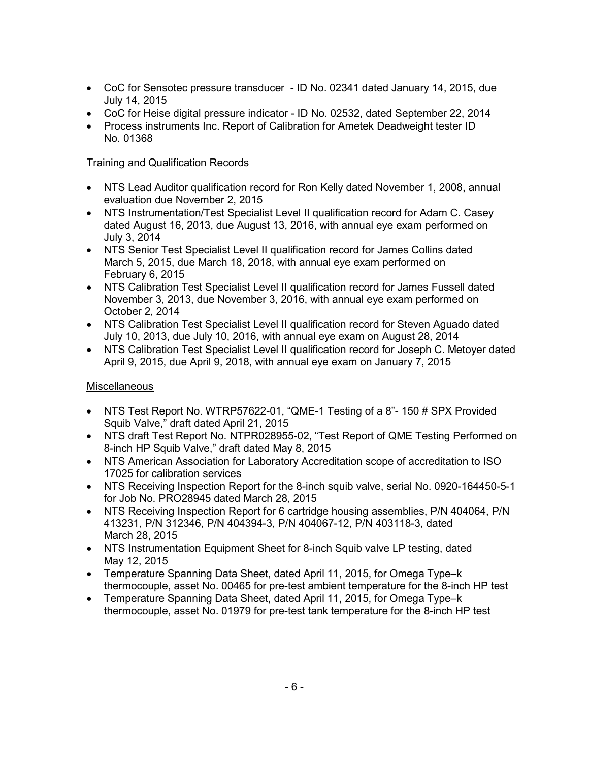- CoC for Sensotec pressure transducer - ID No. 02341 dated January 14, 2015, due July 14, 2015
- CoC for Heise digital pressure indicator - ID No. 02532, dated September 22, 2014
- Process instruments Inc. Report of Calibration for Ametek Deadweight tester ID No. 01368

Training and Qualification Records

- NTS Lead Auditor qualification record for Ron Kelly dated November 1, 2008, annual evaluation due November 2, 2015
- NTS Instrumentation/Test Specialist Level II qualification record for Adam C. Casey dated August 16, 2013, due August 13, 2016, with annual eye exam performed on July 3, 2014
- NTS Senior Test Specialist Level II qualification record for James Collins dated March 5, 2015, due March 18, 2018, with annual eye exam performed on February 6, 2015
- NTS Calibration Test Specialist Level II qualification record for James Fussell dated November 3, 2013, due November 3, 2016, with annual eye exam performed on October 2, 2014
- NTS Calibration Test Specialist Level II qualification record for Steven Aguado dated July 10, 2013, due July 10, 2016, with annual eye exam on August 28, 2014
- NTS Calibration Test Specialist Level II qualification record for Joseph C. Metoyer dated April 9, 2015, due April 9, 2018, with annual eye exam on January 7, 2015

Miscellaneous

- NTS Test Report No. WTRP57622-01, "QME-1 Testing of a 8"- 150 # SPX Provided Squib Valve," draft dated April 21, 2015
- NTS draft Test Report No. NTPR028955-02, "Test Report of QME Testing Performed on 8-inch HP Squib Valve," draft dated May 8, 2015
- NTS American Association for Laboratory Accreditation scope of accreditation to ISO 17025 for calibration services
- NTS Receiving Inspection Report for the 8-inch squib valve, serial No. 0920-164450-5-1 for Job No. PRO28945 dated March 28, 2015
- NTS Receiving Inspection Report for 6 cartridge housing assemblies, P/N 404064, P/N 413231, P/N 312346, P/N 404394-3, P/N 404067-12, P/N 403118-3, dated March 28, 2015
- NTS Instrumentation Equipment Sheet for 8-inch Squib valve LP testing, dated May 12, 2015
- Temperature Spanning Data Sheet, dated April 11, 2015, for Omega Type–k thermocouple, asset No. 00465 for pre-test ambient temperature for the 8-inch HP test
- Temperature Spanning Data Sheet, dated April 11, 2015, for Omega Type–k thermocouple, asset No. 01979 for pre-test tank temperature for the 8-inch HP test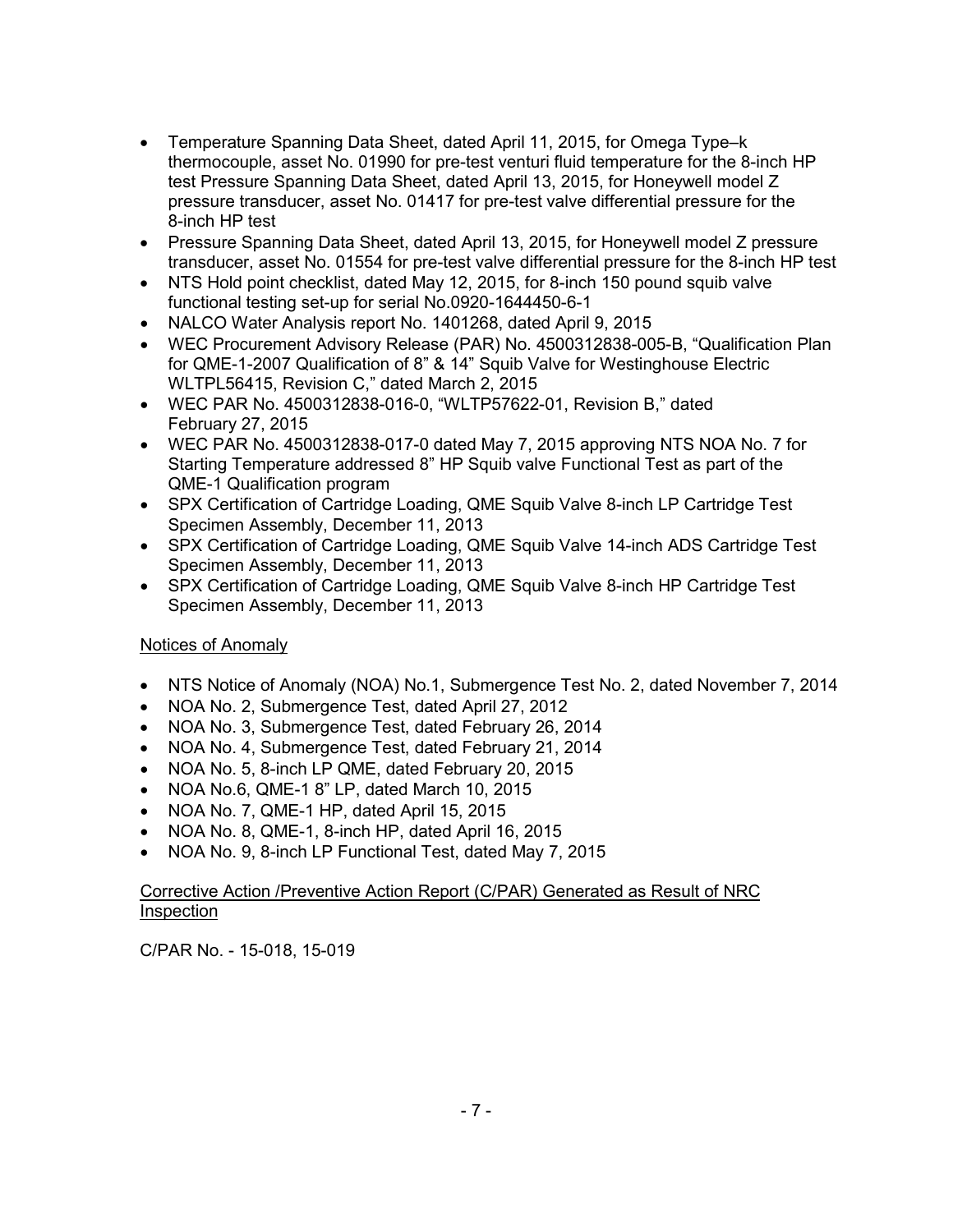- Temperature Spanning Data Sheet, dated April 11, 2015, for Omega Type–k thermocouple, asset No. 01990 for pre-test venturi fluid temperature for the 8-inch HP test Pressure Spanning Data Sheet, dated April 13, 2015, for Honeywell model Z pressure transducer, asset No. 01417 for pre-test valve differential pressure for the 8-inch HP test
- Pressure Spanning Data Sheet, dated April 13, 2015, for Honeywell model Z pressure transducer, asset No. 01554 for pre-test valve differential pressure for the 8-inch HP test
- NTS Hold point checklist, dated May 12, 2015, for 8-inch 150 pound squib valve functional testing set-up for serial No.0920-1644450-6-1
- NALCO Water Analysis report No. 1401268, dated April 9, 2015
- WEC Procurement Advisory Release (PAR) No. 4500312838-005-B, "Qualification Plan for QME-1-2007 Qualification of 8" & 14" Squib Valve for Westinghouse Electric WLTPL56415, Revision C," dated March 2, 2015
- WEC PAR No. 4500312838-016-0, "WLTP57622-01, Revision B," dated February 27, 2015
- WEC PAR No. 4500312838-017-0 dated May 7, 2015 approving NTS NOA No. 7 for Starting Temperature addressed 8" HP Squib valve Functional Test as part of the QME-1 Qualification program
- SPX Certification of Cartridge Loading, QME Squib Valve 8-inch LP Cartridge Test Specimen Assembly, December 11, 2013
- SPX Certification of Cartridge Loading, QME Squib Valve 14-inch ADS Cartridge Test Specimen Assembly, December 11, 2013
- SPX Certification of Cartridge Loading, QME Squib Valve 8-inch HP Cartridge Test Specimen Assembly, December 11, 2013

Notices of Anomaly

- NTS Notice of Anomaly (NOA) No.1, Submergence Test No. 2, dated November 7, 2014
- NOA No. 2, Submergence Test, dated April 27, 2012
- NOA No. 3, Submergence Test, dated February 26, 2014
- NOA No. 4, Submergence Test, dated February 21, 2014
- NOA No. 5, 8-inch LP QME, dated February 20, 2015
- NOA No.6, QME-1 8" LP, dated March 10, 2015
- NOA No. 7, QME-1 HP, dated April 15, 2015
- NOA No. 8, QME-1, 8-inch HP, dated April 16, 2015
- NOA No. 9, 8-inch LP Functional Test, dated May 7, 2015

Corrective Action /Preventive Action Report (C/PAR) Generated as Result of NRC Inspection

C/PAR No. - 15-018, 15-019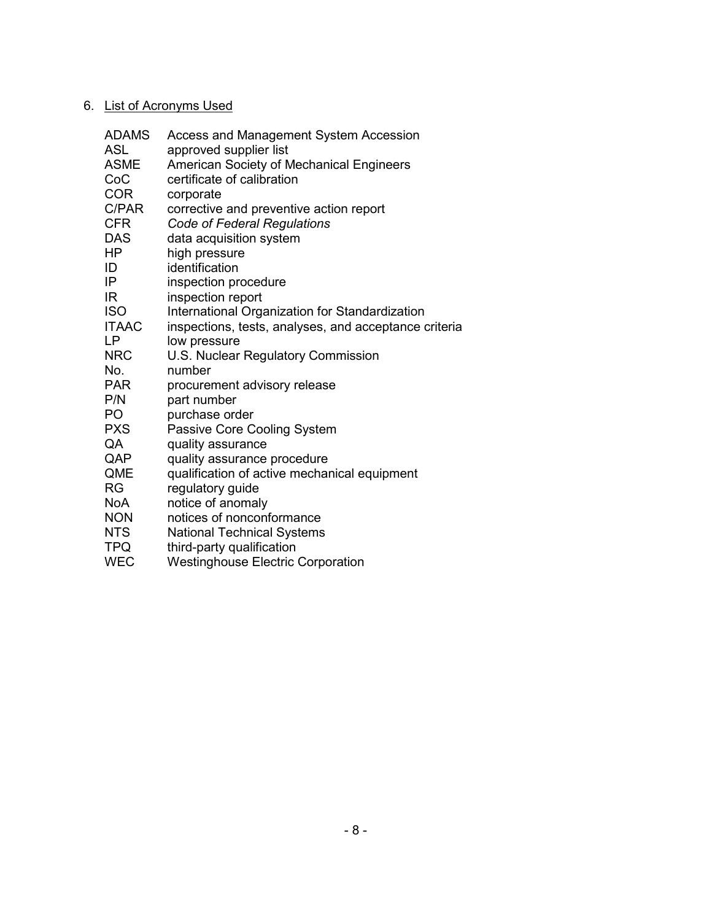6. <u>List of Acronyms Used</u>

| | |
|---|---|
| ADAMS | Access and Management System Accession |
| ASL | approved supplier list |
| ASME | American Society of Mechanical Engineers |
| CoC | certificate of calibration |
| COR | corporate |
| C/PAR | corrective and preventive action report |
| CFR | *Code of Federal Regulations* |
| DAS | data acquisition system |
| HP | high pressure |
| ID | identification |
| IP | inspection procedure |
| IR | inspection report |
| ISO | International Organization for Standardization |
| ITAAC | inspections, tests, analyses, and acceptance criteria |
| LP | low pressure |
| NRC | U.S. Nuclear Regulatory Commission |
| No. | number |
| PAR | procurement advisory release |
| P/N | part number |
| PO | purchase order |
| PXS | Passive Core Cooling System |
| QA | quality assurance |
| QAP | quality assurance procedure |
| QME | qualification of active mechanical equipment |
| RG | regulatory guide |
| NoA | notice of anomaly |
| NON | notices of nonconformance |
| NTS | National Technical Systems |
| TPQ | third-party qualification |
| WEC | Westinghouse Electric Corporation |